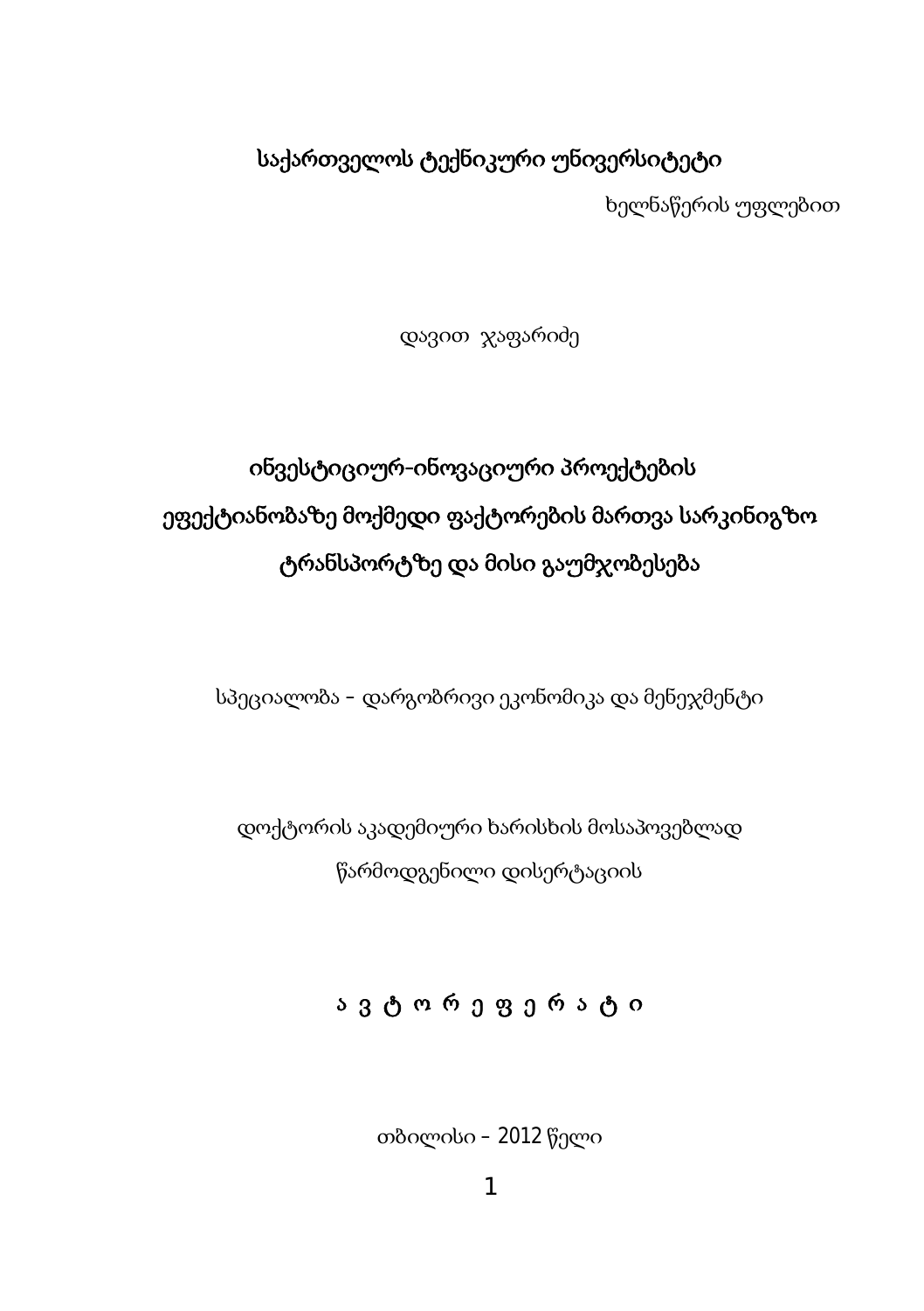საქართველოს ტექნიკური უნივერსიტეტი

ხელნაწერის უფლებით

დავით ჯაფარიძე

# ინვესტიციურ-ინოვაციური პროექტების ეფექტიანობაზე მოქმედი ფაქტორების მართვა სარკინიგზო ტრანსპორტზე და მისი გაუმჯობესება

სპეციალობა – დარგობრივი ეკონომიკა და მენეჯმენტი

დოქტორის აკადემიური ხარისხის მოსაპოვებლად წარმოდგენილი დისერტაციის

ა ვ ტ ო რ ე ფ ე რ ა ტ ი

თბილისი – 2012 წელი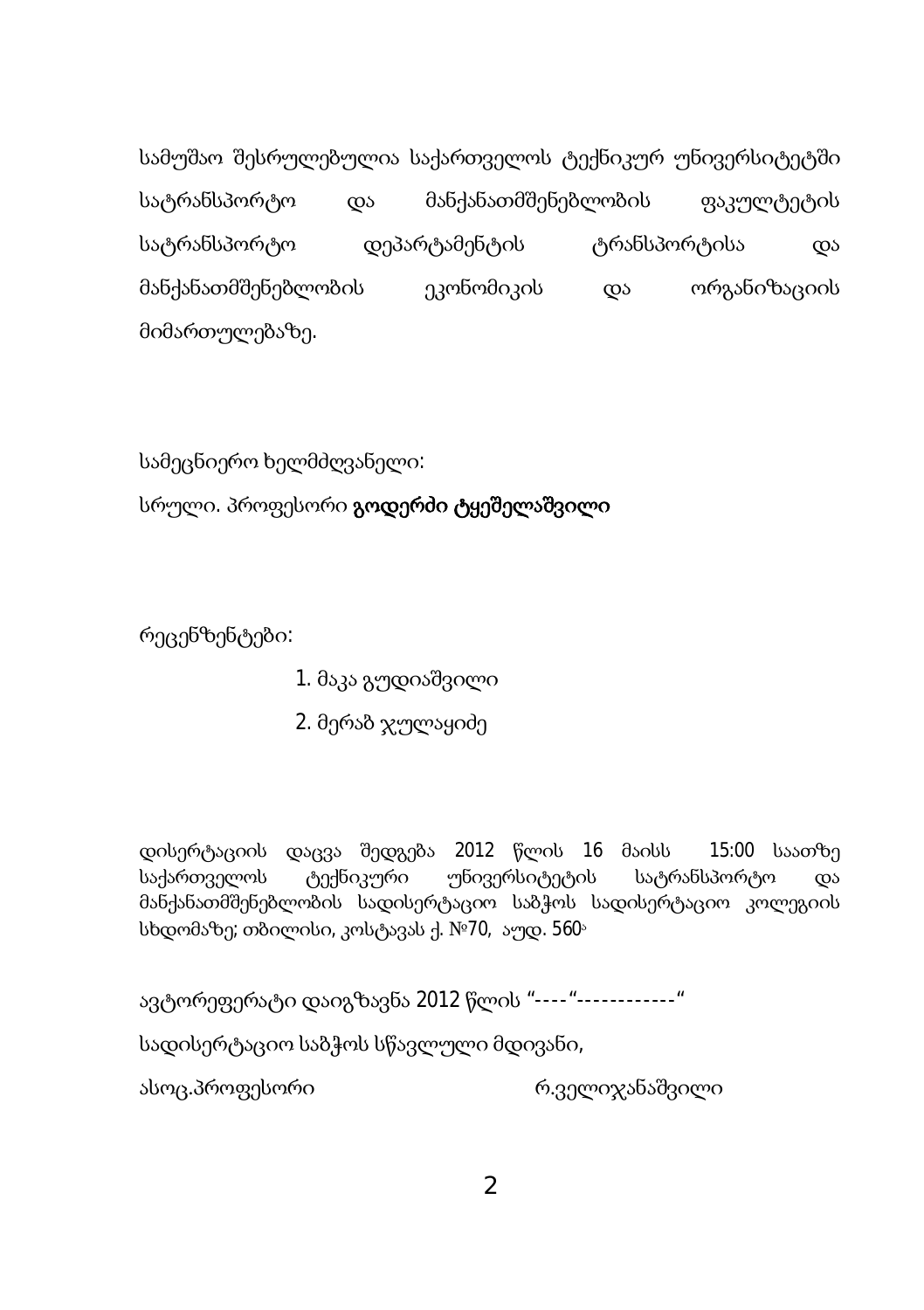სამუშაო შესრულებულია საქართველოს ტექნიკურ უნივერსიტეტში სატრანსპორტო და მანქანათმშენებლობის ფაკულტეტის სატრანსპორტო დეპარტამენტის ტრანსპორტისა და მანქანათმშენებლობის ეკონომიკის და ორგანიზაციის მიმართულებაზე.

სამეცნიერო ხელმძღვანელი:

სრული. პროფესორი **გოდერძი ტყეშელაშვილი**

რეცენზენტები:

1. მაკა გუდიაშვილი
2. მერაბ ჯულაყიძე

დისერტაციის დაცვა შედგება 2012 წლის 16 მაისს 15:00 საათზე საქართველოს ტექნიკური უნივერსიტეტის სატრანსპორტო და მანქანათმშენებლობის სადისერტაციო საბჭოს სადისერტაციო კოლეგიის სხდომაზე; თბილისი, კოსტავას ქ. №70, აუდ. 560ა

ავტორეფერატი დაიგზავნა 2012 წლის "----"------------"

სადისერტაციო საბჭოს სწავლული მდივანი,

ასოც.პროფესორი                                         რ.ველიჯანაშვილი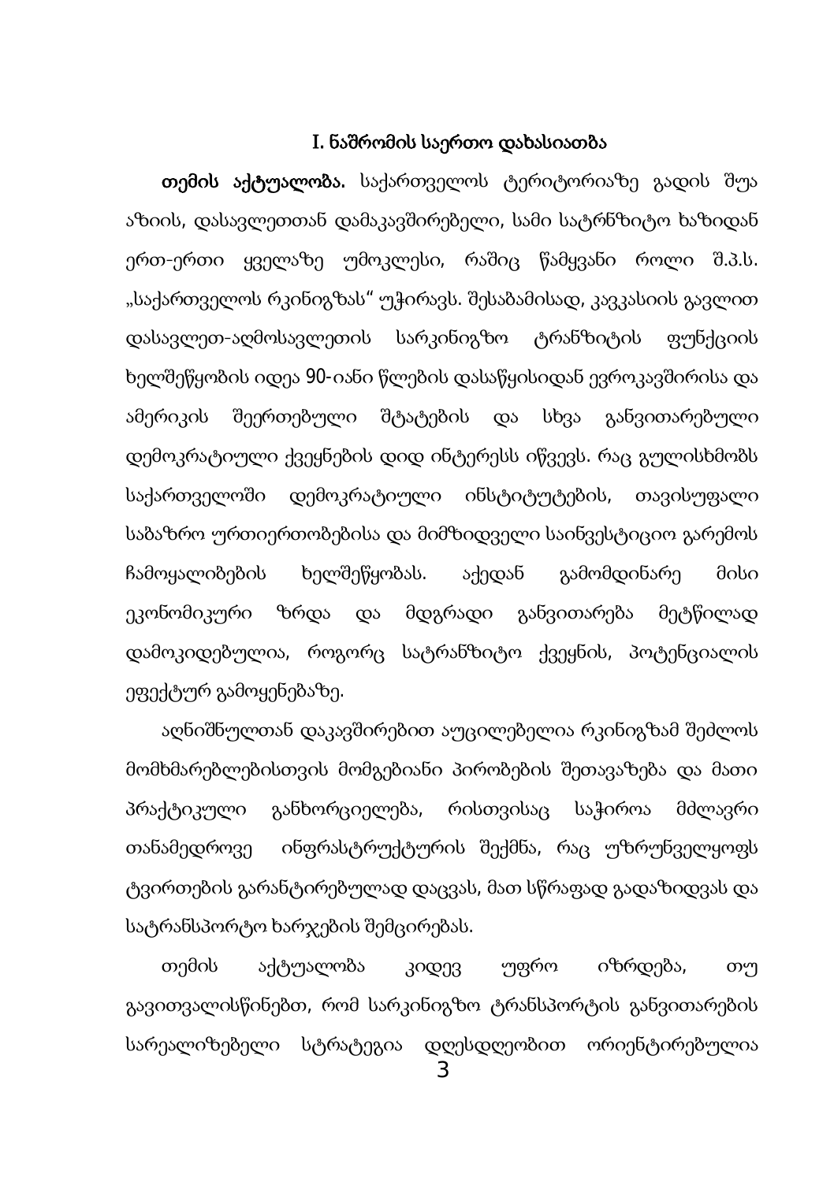## I. ნაშრომის საერთო დახასიათება

**თემის აქტუალობა.** საქართველოს ტერიტორიაზე გადის შუა აზიის, დასავლეთთან დამაკავშირებელი, სამი სატრნზიტო ხაზიდან ერთ-ერთი ყველაზე უმოკლესი, რაშიც წამყვანი როლი შ.პ.ს. „საქართველოს რკინიგზას" უჭირავს. შესაბამისად, კავკასიის გავლით დასავლეთ-აღმოსავლეთის სარკინიგზო ტრანზიტის ფუნქციის ხელშეწყობის იდეა 90-იანი წლების დასაწყისიდან ევროკავშირისა და ამერიკის შეერთებული შტატების და სხვა განვითარებული დემოკრატიული ქვეყნების დიდ ინტერესს იწვევს. რაც გულისხმობს საქართველოში დემოკრატიული ინსტიტუტების, თავისუფალი საბაზრო ურთიერთობებისა და მიმზიდველი საინვესტიციო გარემოს ჩამოყალიბების ხელშეწყობას. აქედან გამომდინარე მისი ეკონომიკური ზრდა და მდგრადი განვითარება მეტწილად დამოკიდებულია, როგორც სატრანზიტო ქვეყნის, პოტენციალის ეფექტურ გამოყენებაზე.

აღნიშნულთან დაკავშირებით აუცილებელია რკინიგზამ შეძლოს მომხმარებლებისთვის მომგებიანი პირობების შეთავაზება და მათი პრაქტიკული განხორციელება, რისთვისაც საჭიროა მძლავრი თანამედროვე ინფრასტრუქტურის შექმნა, რაც უზრუნველყოფს ტვირთების გარანტირებულად დაცვას, მათ სწრაფად გადაზიდვას და სატრანსპორტო ხარჯების შემცირებას.

თემის აქტუალობა კიდევ უფრო იზრდება, თუ გავითვალისწინებთ, რომ სარკინიგზო ტრანსპორტის განვითარების სარეალიზებელი სტრატეგია დღესდღეობით ორიენტირებულია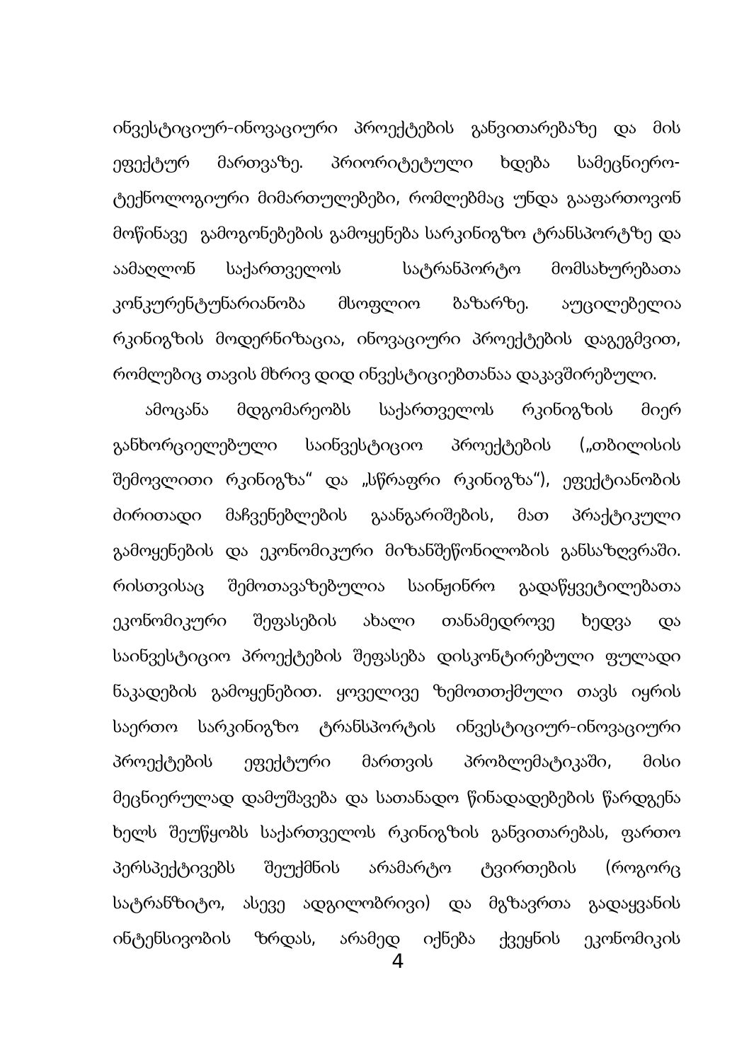ინვესტიციურ-ინოვაციური პროექტების განვითარებაზე და მის ეფექტურ მართვაზე. პრიორიტეტული ხდება სამეცნიერო-ტექნოლოგიური მიმართულებები, რომლებმაც უნდა გააფართოვონ მოწინავე გამოგონებების გამოყენება სარკინიგზო ტრანსპორტზე და აამაღლონ საქართველოს სატრანსპორტო მომსახურებათა კონკურენტუნარიანობა მსოფლიო ბაზარზე. აუცილებელია რკინიგზის მოდერნიზაცია, ინოვაციური პროექტების დაგეგმვით, რომლებიც თავის მხრივ დიდ ინვესტიციებთანაა დაკავშირებული.

ამოცანა მდგომარეობს საქართველოს რკინიგზის მიერ განხორციელებული საინვესტიციო პროექტების („თბილისის შემოვლითი რკინიგზა" და „სწრაფი რკინიგზა"), ეფექტიანობის ძირითადი მაჩვენებლების გაანგარიშების, მათ პრაქტიკული გამოყენების და ეკონომიკური მიზანშეწონილობის განსაზღვრაში. რისთვისაც შემოთავაზებულია საინჟინრო გადაწყვეტილებათა ეკონომიკური შეფასების ახალი თანამედროვე ხედვა და საინვესტიციო პროექტების შეფასება დისკონტირებული ფულადი ნაკადების გამოყენებით. ყოველივე ზემოთთქმული თავს იყრის საერთო სარკინიგზო ტრანსპორტის ინვესტიციურ-ინოვაციური პროექტების ეფექტური მართვის პრობლემატიკაში, მისი მეცნიერულად დამუშავება და სათანადო წინადადებების წარდგენა ხელს შეუწყობს საქართველოს რკინიგზის განვითარებას, ფართო პერსპექტივებს შეუქმნის არამარტო ტვირთების (როგორც სატრანზიტო, ასევე ადგილობრივი) და მგზავრთა გადაყვანის ინტენსივობის ზრდას, არამედ იქნება ქვეყნის ეკონომიკის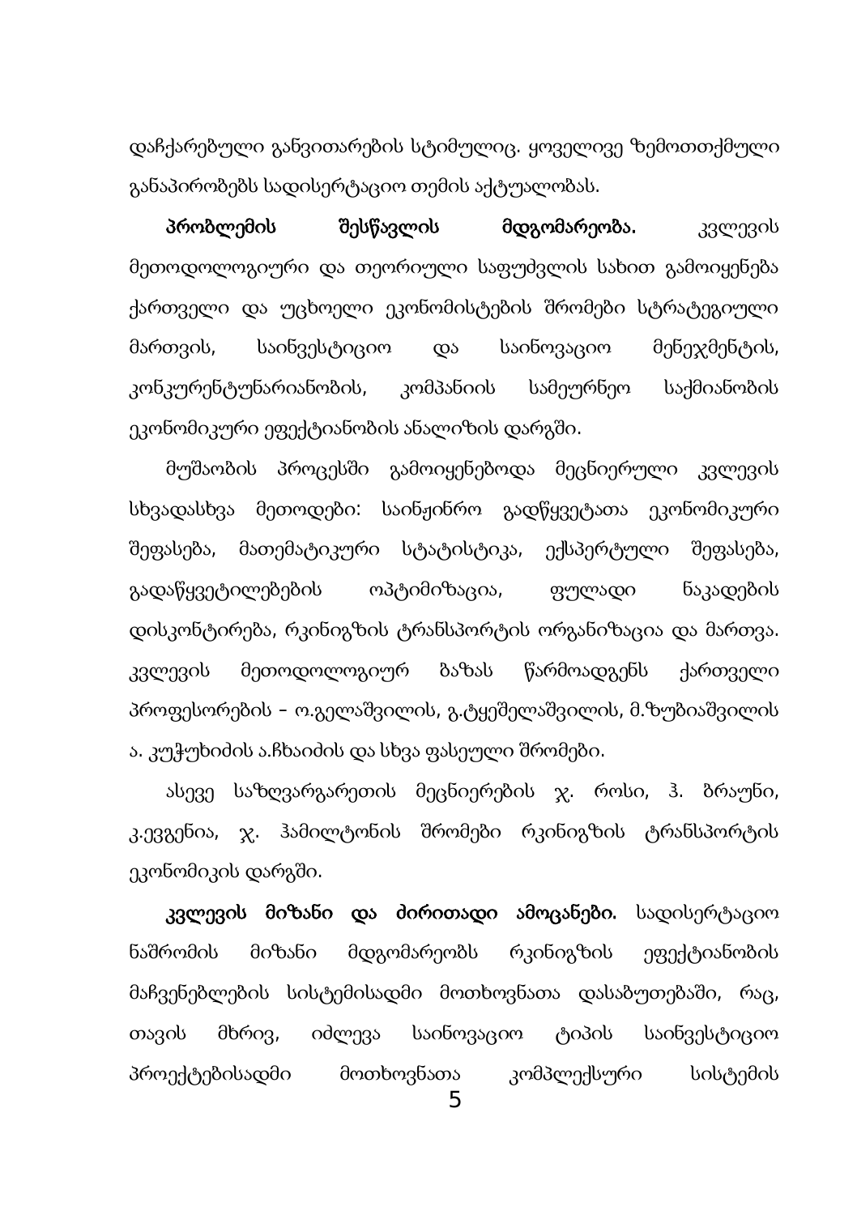დაჩქარებული განვითარების სტიმულიც. ყოველივე ზემოთთქმული განაპირობებს სადისერტაციო თემის აქტუალობას.

**პრობლემის შესწავლის მდგომარეობა.** კვლევის მეთოდოლოგიური და თეორიული საფუძვლის სახით გამოიყენება ქართველი და უცხოელი ეკონომისტების შრომები სტრატეგიული მართვის, საინვესტიციო და საინოვაციო მენეჯმენტის, კონკურენტუნარიანობის, კომპანიის სამეურნეო საქმიანობის ეკონომიკური ეფექტიანობის ანალიზის დარგში.

მუშაობის პროცესში გამოიყენებოდა მეცნიერული კვლევის სხვადასხვა მეთოდები: საინჟინრო გადწყვეტათა ეკონომიკური შეფასება, მათემატიკური სტატისტიკა, ექსპერტული შეფასება, გადაწყვეტილებების ოპტიმიზაცია, ფულადი ნაკადების დისკონტირება, რკინიგზის ტრანსპორტის ორგანიზაცია და მართვა. კვლევის მეთოდოლოგიურ ბაზას წარმოადგენს ქართველი პროფესორების – ო.გელაშვილის, გ.ტყეშელაშვილის, მ.ზუბიაშვილის ა. კუჭუხიძის ა.ჩხაიძის და სხვა ფასეული შრომები.

ასევე საზღვარგარეთის მეცნიერების ჯ. როსი, ჰ. ბრაუნი, კ.ევგენია, ჯ. ჰამილტონის შრომები რკინიგზის ტრანსპორტის ეკონომიკის დარგში.

**კვლევის მიზანი და ძირითადი ამოცანები.** სადისერტაციო ნაშრომის მიზანი მდგომარეობს რკინიგზის ეფექტიანობის მაჩვენებლების სისტემისადმი მოთხოვნათა დასაბუთებაში, რაც, თავის მხრივ, იძლევა საინოვაციო ტიპის საინვესტიციო პროექტებისადმი მოთხოვნათა კომპლექსური სისტემის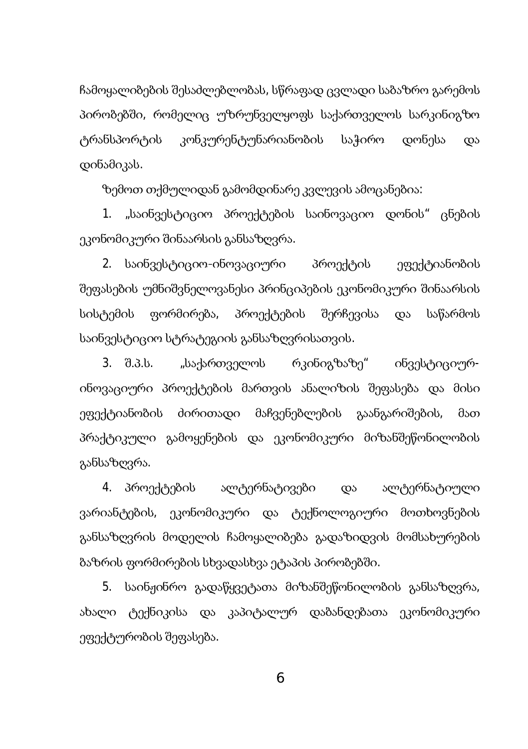ჩამოყალიბების შესაძლებლობას, სწრაფად ცვლადი საბაზრო გარემოს პირობებში, რომელიც უზრუნველყოფს საქართველოს სარკინიგზო ტრანსპორტის კონკურენტუნარიანობის საჭირო დონესა და დინამიკას.

ზემოთ თქმულიდან გამომდინარე კვლევის ამოცანებია:

1. „საინვესტიციო პროექტების საინოვაციო დონის" ცნების ეკონომიკური შინაარსის განსაზღვრა.

2. საინვესტიციო-ინოვაციური პროექტის ეფექტიანობის შეფასების უმნიშვნელოვანესი პრინციპების ეკონომიკური შინაარსის სისტემის ფორმირება, პროექტების შერჩევისა და საწარმოს საინვესტიციო სტრატეგიის განსაზღვრისათვის.

3. შ.პ.ს. „საქართველოს რკინიგზაზე" ინვესტიციურ-ინოვაციური პროექტების მართვის ანალიზის შეფასება და მისი ეფექტიანობის ძირითადი მაჩვენებლების გაანგარიშების, მათ პრაქტიკული გამოყენების და ეკონომიკური მიზანშეწონილობის განსაზღვრა.

4. პროექტების ალტერნატივები და ალტერნატიული ვარიანტების, ეკონომიკური და ტექნოლოგიური მოთხოვნების განსაზღვრის მოდელის ჩამოყალიბება გადაზიდვის მომსახურების ბაზრის ფორმირების სხვადასხვა ეტაპის პირობებში.

5. საინჟინრო გადაწყვეტათა მიზანშეწონილობის განსაზღვრა, ახალი ტექნიკისა და კაპიტალურ დაბანდებათა ეკონომიკური ეფექტურობის შეფასება.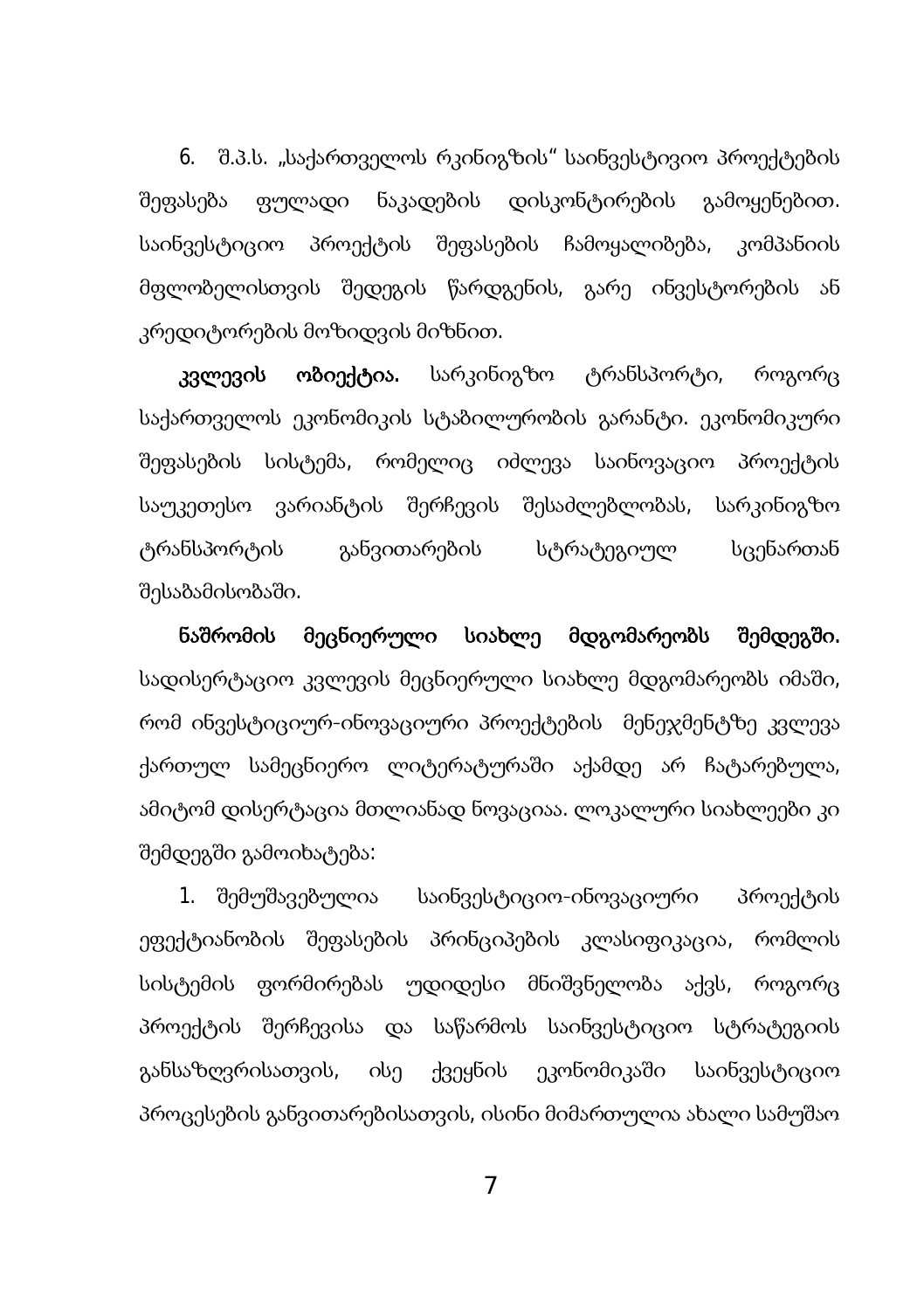6. შ.პ.ს. „საქართველოს რკინიგზის“ საინვესტივიო პროექტების შეფასება ფულადი ნაკადების დისკონტირების გამოყენებით. საინვესტიციო პროექტის შეფასების ჩამოყალიბება, კომპანიის მფლობელისთვის შედეგის წარდგენის, გარე ინვესტორების ან კრედიტორების მოზიდვის მიზნით.

**კვლევის ობიექტია.** სარკინიგზო ტრანსპორტი, როგორც საქართველოს ეკონომიკის სტაბილურობის გარანტი. ეკონომიკური შეფასების სისტემა, რომელიც იძლევა საინოვაციო პროექტის საუკეთესო ვარიანტის შერჩევის შესაძლებლობას, სარკინიგზო ტრანსპორტის განვითარების სტრატეგიულ სცენართან შესაბამისობაში.

**ნაშრომის მეცნიერული სიახლე მდგომარეობს შემდეგში.** სადისერტაციო კვლევის მეცნიერული სიახლე მდგომარეობს იმაში, რომ ინვესტიციურ-ინოვაციური პროექტების მენეჯმენტზე კვლევა ქართულ სამეცნიერო ლიტერატურაში აქამდე არ ჩატარებულა, ამიტომ დისერტაცია მთლიანად ნოვაციაა. ლოკალური სიახლეები კი შემდეგში გამოიხატება:

1. შემუშავებულია საინვესტიციო-ინოვაციური პროექტის ეფექტიანობის შეფასების პრინციპების კლასიფიკაცია, რომლის სისტემის ფორმირებას უდიდესი მნიშვნელობა აქვს, როგორც პროექტის შერჩევისა და საწარმოს საინვესტიციო სტრატეგიის განსაზღვრისათვის, ისე ქვეყნის ეკონომიკაში საინვესტიციო პროცესების განვითარებისათვის, ისინი მიმართულია ახალი სამუშაო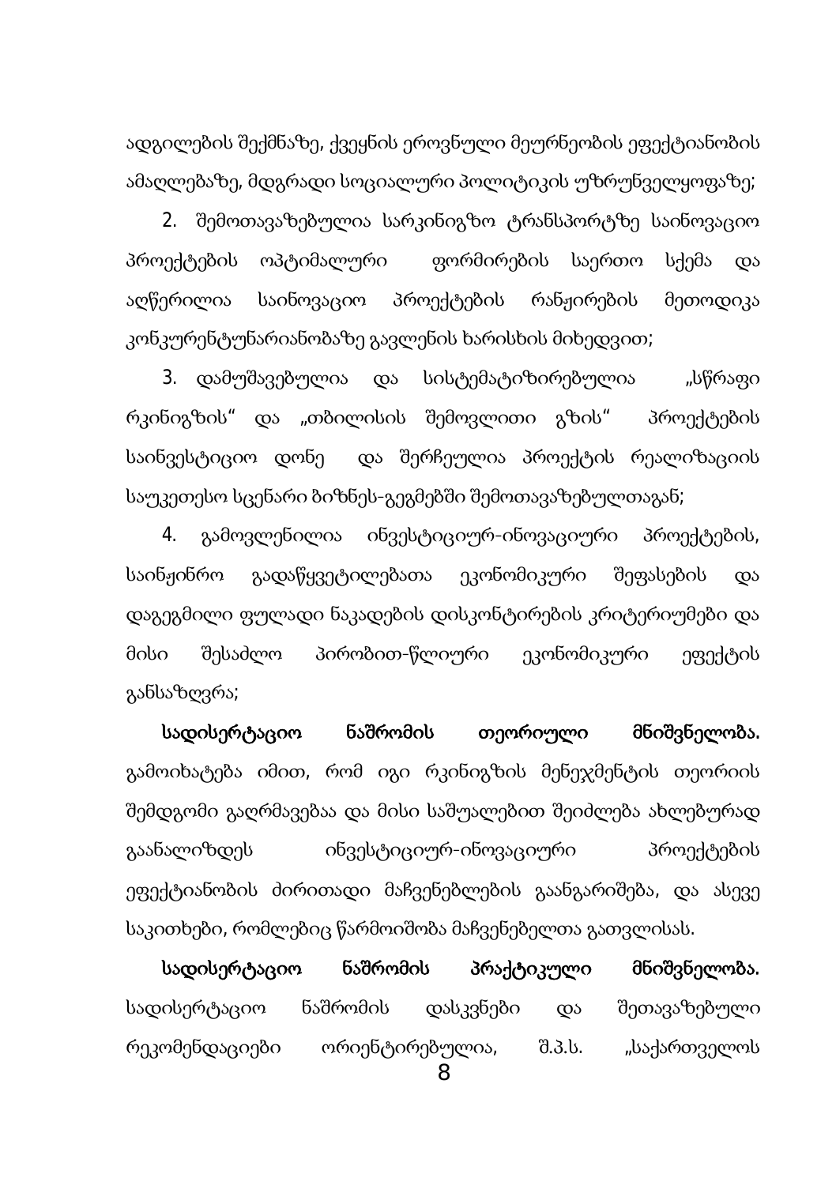ადგილების შექმნაზე, ქვეყნის ეროვნული მეურნეობის ეფექტიანობის ამაღლებაზე, მდგრადი სოციალური პოლიტიკის უზრუნველყოფაზე;

2. შემოთავაზებულია სარკინიგზო ტრანსპორტზე საინოვაციო პროექტების ოპტიმალური ფორმირების საერთო სქემა და აღწერილია საინოვაციო პროექტების რანჟირების მეთოდიკა კონკურენტუნარიანობაზე გავლენის ხარისხის მიხედვით;

3. დამუშავებულია და სისტემატიზირებულია „სწრაფი რკინიგზის" და „თბილისის შემოვლითი გზის" პროექტების საინვესტიციო დონე და შერჩეულია პროექტის რეალიზაციის საუკეთესო სცენარი ბიზნეს-გეგმებში შემოთავაზებულთაგან;

4. გამოვლენილია ინვესტიციურ-ინოვაციური პროექტების, საინჟინრო გადაწყვეტილებათა ეკონომიკური შეფასების და დაგეგმილი ფულადი ნაკადების დისკონტირების კრიტერიუმები და მისი შესაძლო პირობით-წლიური ეკონომიკური ეფექტის განსაზღვრა;

**სადისერტაციო ნაშრომის თეორიული მნიშვნელობა.** გამოიხატება იმით, რომ იგი რკინიგზის მენეჯმენტის თეორიის შემდგომი გაღრმავებაა და მისი საშუალებით შეიძლება ახლებურად გაანალიზდეს ინვესტიციურ-ინოვაციური პროექტების ეფექტიანობის ძირითადი მაჩვენებლების გაანგარიშება, და ასევე საკითხები, რომლებიც წარმოიშობა მაჩვენებელთა გათვლისას.

**სადისერტაციო ნაშრომის პრაქტიკული მნიშვნელობა.** სადისერტაციო ნაშრომის დასკვნები და შეთავაზებული რეკომენდაციები ორიენტირებულია, შ.პ.ს. „საქართველოს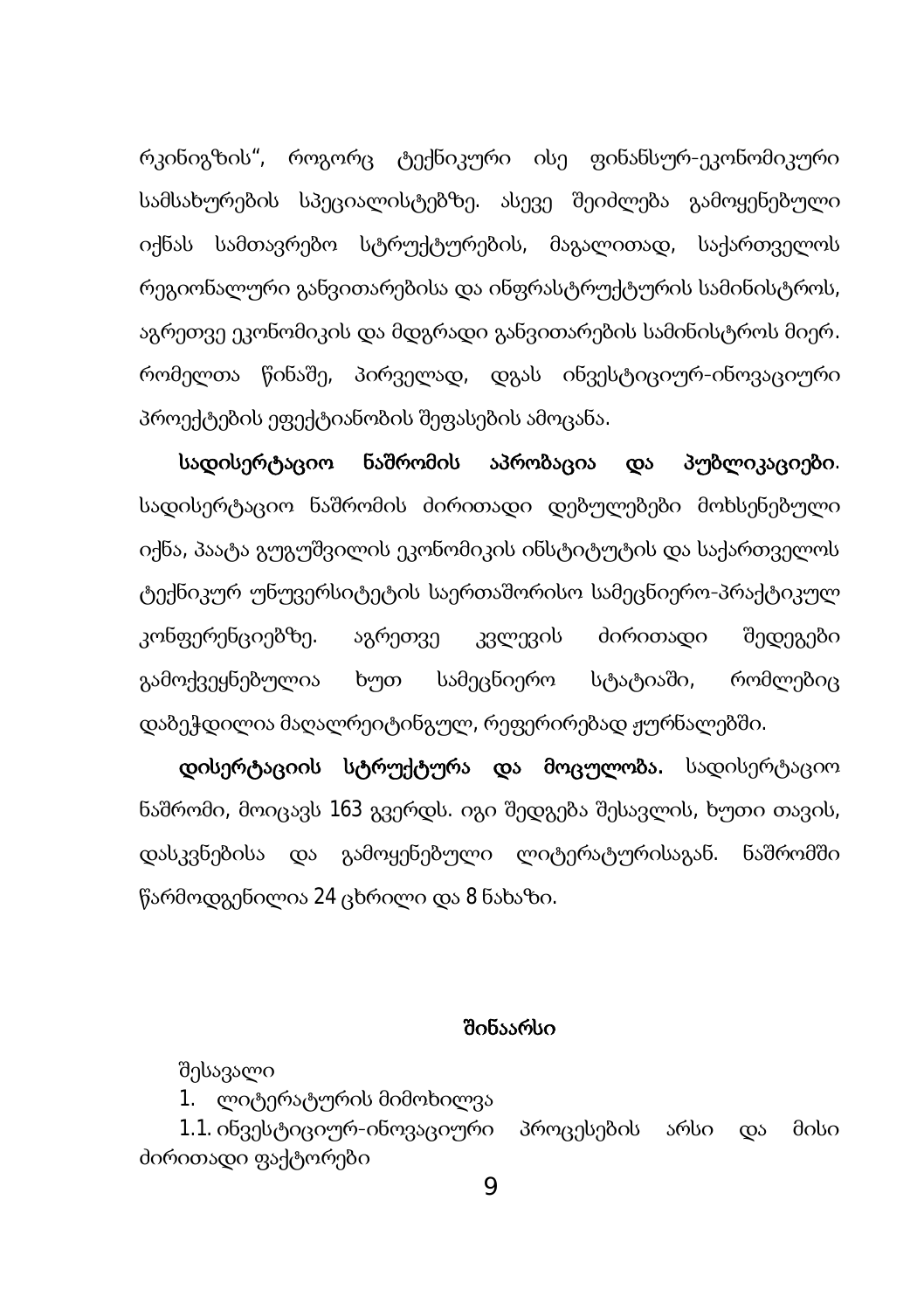რკინიგზის", როგორც ტექნიკური ისე ფინანსურ-ეკონომიკური სამსახურების სპეციალისტებზე. ასევე შეიძლება გამოყენებული იქნას სამთავრებო სტრუქტურების, მაგალითად, საქართველოს რეგიონალური განვითარებისა და ინფრასტრუქტურის სამინისტროს, აგრეთვე ეკონომიკის და მდგრადი განვითარების სამინისტროს მიერ. რომელთა წინაშე, პირველად, დგას ინვესტიციურ-ინოვაციური პროექტების ეფექტიანობის შეფასების ამოცანა.

**სადისერტაციო ნაშრომის აპრობაცია და პუბლიკაციები**. სადისერტაციო ნაშრომის ძირითადი დებულებები მოხსენებული იქნა, პაატა გუგუშვილის ეკონომიკის ინსტიტუტის და საქართველოს ტექნიკურ უნივერსიტეტის საერთაშორისო სამეცნიერო-პრაქტიკულ კონფერენციებზე. აგრეთვე კვლევის ძირითადი შედეგები გამოქვეყნებულია ხუთ სამეცნიერო სტატიაში, რომლებიც დაბეჭდილია მაღალრეიტინგულ, რეფერირებად ჟურნალებში.

**დისერტაციის სტრუქტურა და მოცულობა.** სადისერტაციო ნაშრომი, მოიცავს 163 გვერდს. იგი შედგება შესავლის, ხუთი თავის, დასკვნებისა და გამოყენებული ლიტერატურისაგან. ნაშრომში წარმოდგენილია 24 ცხრილი და 8 ნახაზი.

## შინაარსი

შესავალი

1. ლიტერატურის მიმოხილვა

1.1. ინვესტიციურ-ინოვაციური პროცესების არსი და მისი ძირითადი ფაქტორები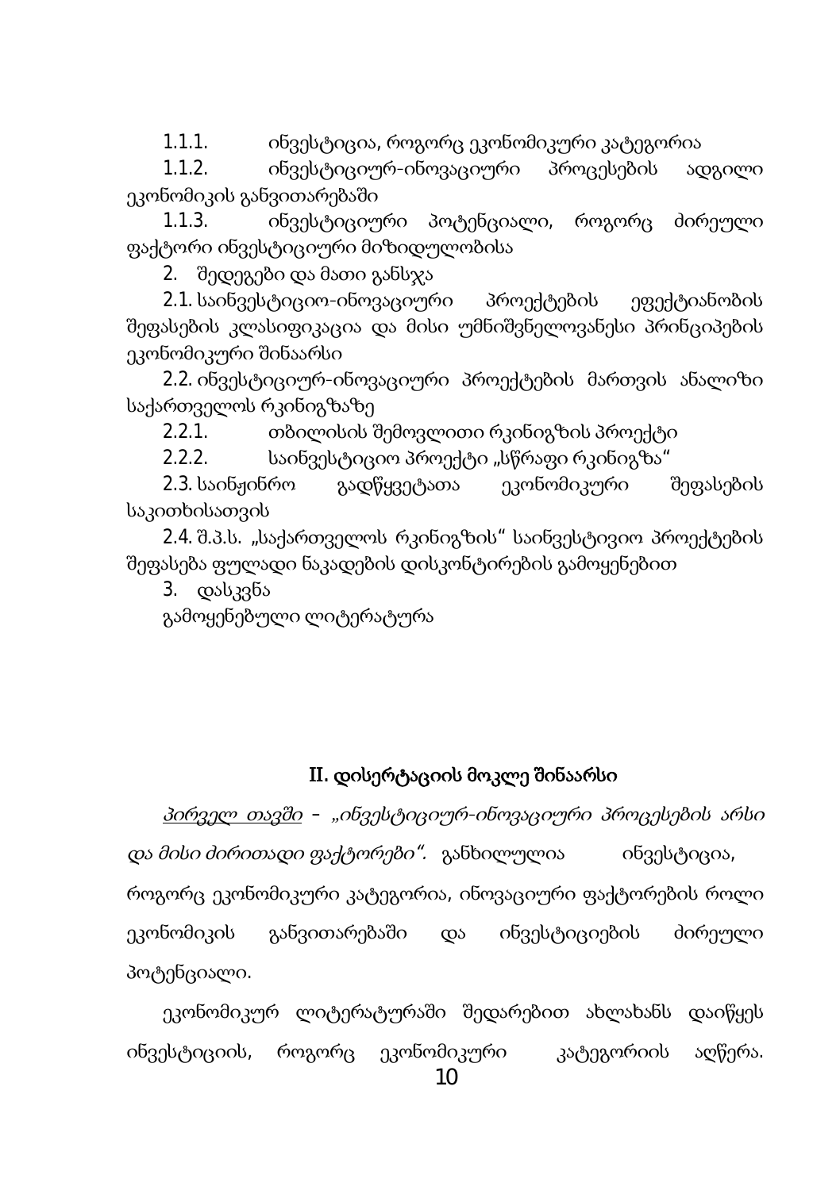1.1.1. ინვესტიცია, როგორც ეკონომიკური კატეგორია

1.1.2. ინვესტიციურ-ინოვაციური პროცესების ადგილი ეკონომიკის განვითარებაში

1.1.3. ინვესტიციური პოტენციალი, როგორც ძირეული ფაქტორი ინვესტიციური მიზიდულობისა

2. შედეგები და მათი განსჯა

2.1. საინვესტიციო-ინოვაციური პროექტების ეფექტიანობის შეფასების კლასიფიკაცია და მისი უმნიშვნელოვანესი პრინციპების ეკონომიკური შინაარსი

2.2. ინვესტიციურ-ინოვაციური პროექტების მართვის ანალიზი საქართველოს რკინიგზაზე

2.2.1. თბილისის შემოვლითი რკინიგზის პროექტი

2.2.2. საინვესტიციო პროექტი „სწრაფი რკინიგზა“

2.3. საინჟინრო გადწყვეტათა ეკონომიკური შეფასების საკითხისათვის

2.4. შ.პ.ს. „საქართველოს რკინიგზის“ საინვესტივიო პროექტების შეფასება ფულადი ნაკადების დისკონტირების გამოყენებით

3. დასკვნა

გამოყენებული ლიტერატურა

## II. დისერტაციის მოკლე შინაარსი

*<u>პირველ თავში</u> – „ინვესტიციურ-ინოვაციური პროცესების არსი და მისი ძირითადი ფაქტორები“.* განხილულია ინვესტიცია, როგორც ეკონომიკური კატეგორია, ინოვაციური ფაქტორების როლი ეკონომიკის განვითარებაში და ინვესტიციების ძირეული პოტენციალი.

ეკონომიკურ ლიტერატურაში შედარებით ახლახანს დაიწყეს ინვესტიციის, როგორც ეკონომიკური კატეგორიის აღწერა.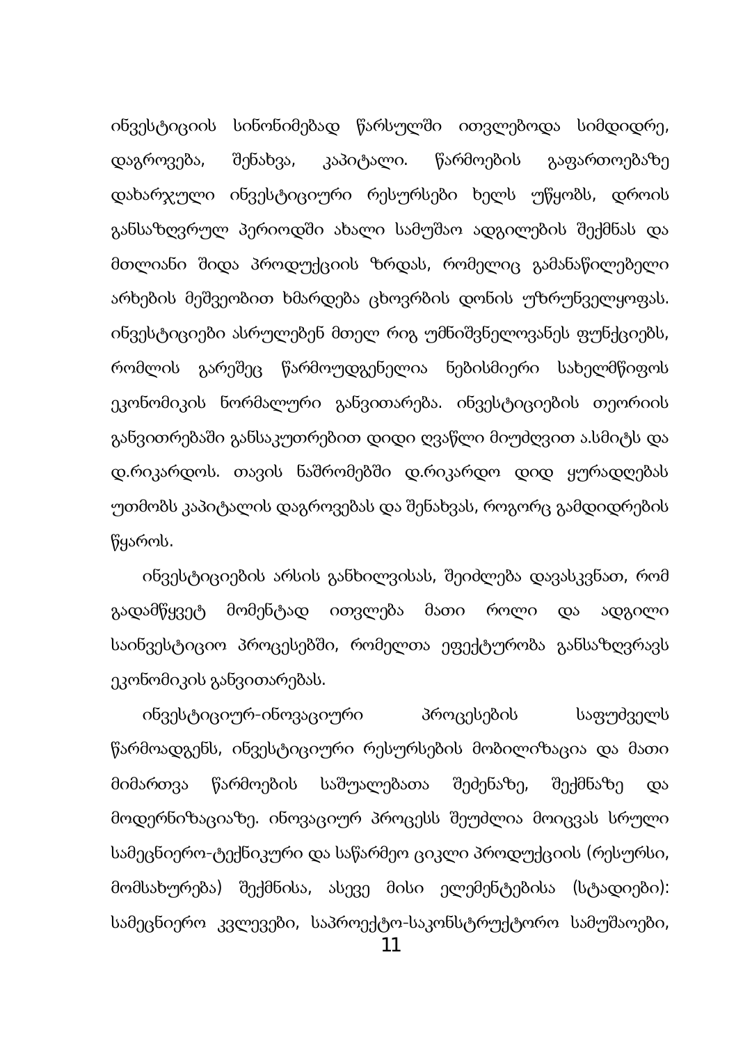ინვესტიციის სინონიმებად წარსულში ითვლებოდა სიმდიდრე, დაგროვება, შენახვა, კაპიტალი. წარმოების გაფართოებაზე დახარჯული ინვესტიციური რესურსები ხელს უწყობს, დროის განსაზღვრულ პერიოდში ახალი სამუშაო ადგილების შექმნას და მთლიანი შიდა პროდუქციის ზრდას, რომელიც გამანაწილებელი არხების მეშვეობით ხმარდება ცხოვრების დონის უზრუნველყოფას. ინვესტიციები ასრულებენ მთელ რიგ უმნიშვნელოვანეს ფუნქციებს, რომლის გარეშეც წარმოუდგენელია ნებისმიერი სახელმწიფოს ეკონომიკის ნორმალური განვითარება. ინვესტიციების თეორიის განვითრებაში განსაკუთრებით დიდი ღვაწლი მიუძღვით ა.სმიტს და დ.რიკარდოს. თავის ნაშრომებში დ.რიკარდო დიდ ყურადღებას უთმობს კაპიტალის დაგროვებას და შენახვას, როგორც გამდიდრების წყაროს.

ინვესტიციების არსის განხილვისას, შეიძლება დავასკვნათ, რომ გადამწყვეტ მომენტად ითვლება მათი როლი და ადგილი საინვესტიციო პროცესებში, რომელთა ეფექტურობა განსაზღვრავს ეკონომიკის განვითარებას.

ინვესტიციურ-ინოვაციური პროცესების საფუძველს წარმოადგენს, ინვესტიციური რესურსების მობილიზაცია და მათი მიმართვა წარმოების საშუალებათა შეძენაზე, შექმნაზე და მოდერნიზაციაზე. ინოვაციურ პროცესს შეუძლია მოიცვას სრული სამეცნიერო-ტექნიკური და საწარმეო ციკლი პროდუქციის (რესურსი, მომსახურება) შექმნისა, ასევე მისი ელემენტებისა (სტადიები): სამეცნიერო კვლევები, საპროექტო-საკონსტრუქტორო სამუშაოები,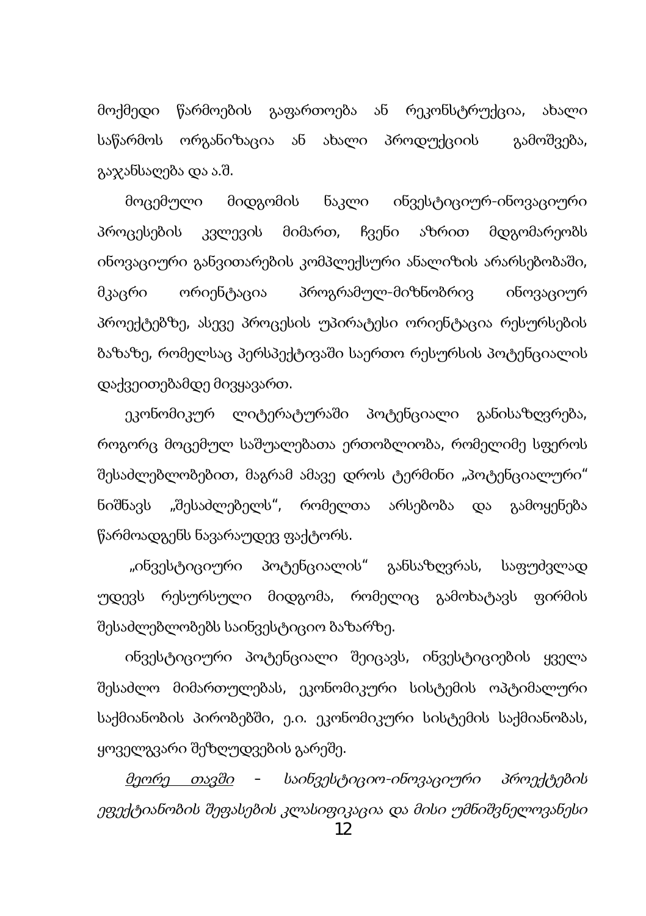მოქმედი წარმოების გაფართოება ან რეკონსტრუქცია, ახალი საწარმოს ორგანიზაცია ან ახალი პროდუქციის გამოშვება, გაჯანსაღება და ა.შ.

მოცემული მიდგომის ნაკლი ინვესტიციურ-ინოვაციური პროცესების კვლევის მიმართ, ჩვენი აზრით მდგომარეობს ინოვაციური განვითარების კომპლექსური ანალიზის არარსებობაში, მკაცრი ორიენტაცია პროგრამულ-მიზნობრივ ინოვაციურ პროექტებზე, ასევე პროცესის უპირატესი ორიენტაცია რესურსების ბაზაზე, რომელსაც პერსპექტივაში საერთო რესურსის პოტენციალის დაქვეითებამდე მივყავართ.

ეკონომიკურ ლიტერატურაში პოტენციალი განისაზღვრება, როგორც მოცემულ საშუალებათა ერთობლიობა, რომელიმე სფეროს შესაძლებლობებით, მაგრამ ამავე დროს ტერმინი „პოტენციალური" ნიშნავს „შესაძლებელს", რომელთა არსებობა და გამოყენება წარმოადგენს ნავარაუდევ ფაქტორს.

„ინვესტიციური პოტენციალის" განსაზღვრას, საფუძვლად უდევს რესურსული მიდგომა, რომელიც გამოხატავს ფირმის შესაძლებლობებს საინვესტიციო ბაზარზე.

ინვესტიციური პოტენციალი შეიცავს, ინვესტიციების ყველა შესაძლო მიმართულებას, ეკონომიკური სისტემის ოპტიმალური საქმიანობის პირობებში, ე.ი. ეკონომიკური სისტემის საქმიანობას, ყოველგვარი შეზღუდვების გარეშე.

*<u>მეორე თავში</u> – საინვესტიციო-ინოვაციური პროექტების ეფექტიანობის შეფასების კლასიფიკაცია და მისი უმნიშვნელოვანესი*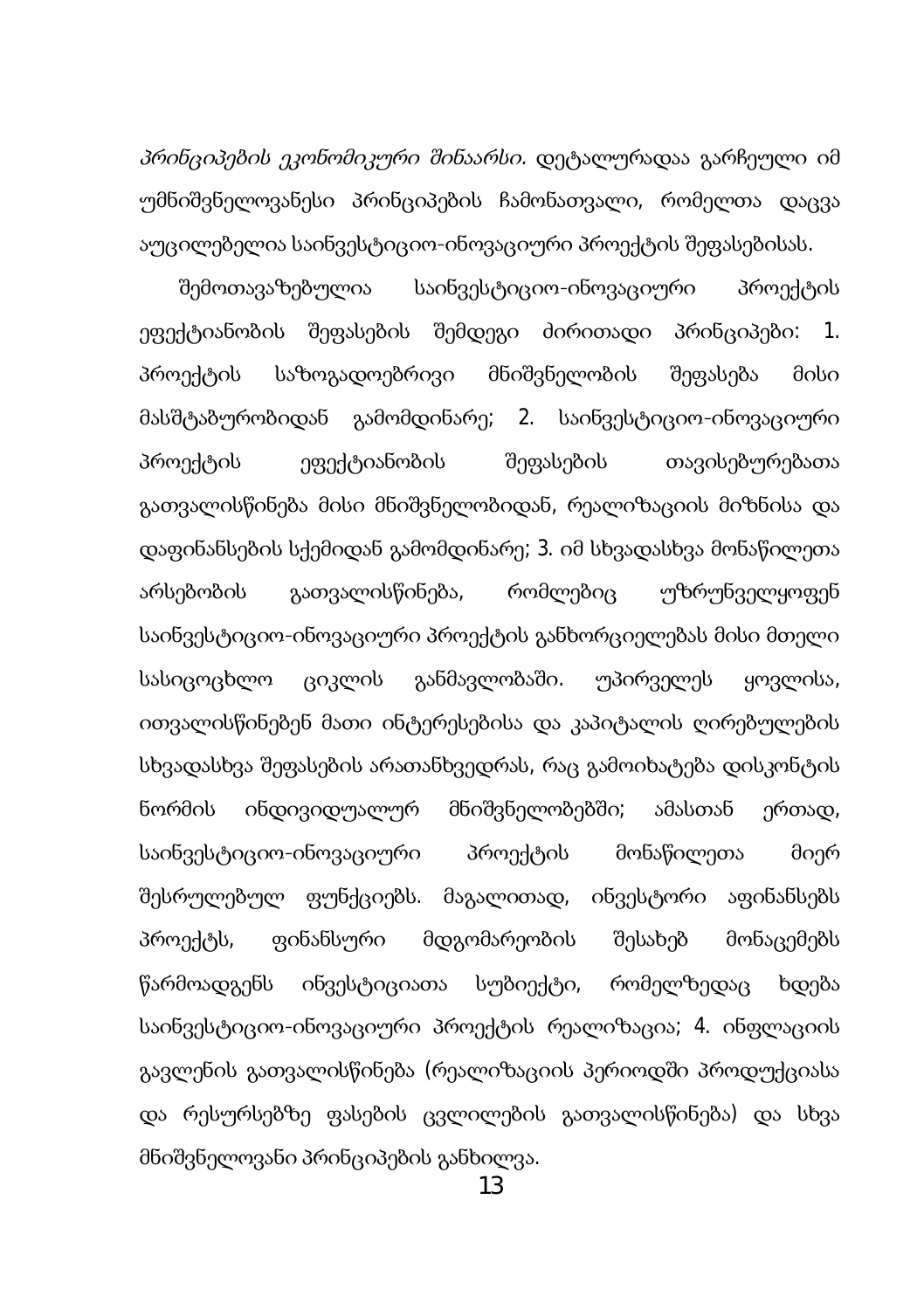*პრინციპების ეკონომიკური შინაარსი.* დეტალურადაა გარჩეული იმ უმნიშვნელოვანესი პრინციპების ჩამონათვალი, რომელთა დაცვა აუცილებელია საინვესტიციო-ინოვაციური პროექტის შეფასებისას.

შემოთავაზებულია საინვესტიციო-ინოვაციური პროექტის ეფექტიანობის შეფასების შემდეგი ძირითადი პრინციპები: 1. პროექტის საზოგადოებრივი მნიშვნელობის შეფასება მისი მასშტაბურობიდან გამომდინარე; 2. საინვესტიციო-ინოვაციური პროექტის ეფექტიანობის შეფასების თავისებურებათა გათვალისწინება მისი მნიშვნელობიდან, რეალიზაციის მიზნისა და დაფინანსების სქემიდან გამომდინარე; 3. იმ სხვადასხვა მონაწილეთა არსებობის გათვალისწინება, რომლებიც უზრუნველყოფენ საინვესტიციო-ინოვაციური პროექტის განხორციელებას მისი მთელი სასიცოცხლო ციკლის განმავლობაში. უპირველეს ყოვლისა, ითვალისწინებენ მათი ინტერესებისა და კაპიტალის ღირებულების სხვადასხვა შეფასების არათანხვედრას, რაც გამოიხატება დისკონტის ნორმის ინდივიდუალურ მნიშვნელობებში; ამასთან ერთად, საინვესტიციო-ინოვაციური პროექტის მონაწილეთა მიერ შესრულებულ ფუნქციებს. მაგალითად, ინვესტორი აფინანსებს პროექტს, ფინანსური მდგომარეობის შესახებ მონაცემებს წარმოადგენს ინვესტიციათა სუბიექტი, რომელზედაც ხდება საინვესტიციო-ინოვაციური პროექტის რეალიზაცია; 4. ინფლაციის გავლენის გათვალისწინება (რეალიზაციის პერიოდში პროდუქციასა და რესურსებზე ფასების ცვლილების გათვალისწინება) და სხვა მნიშვნელოვანი პრინციპების განხილვა.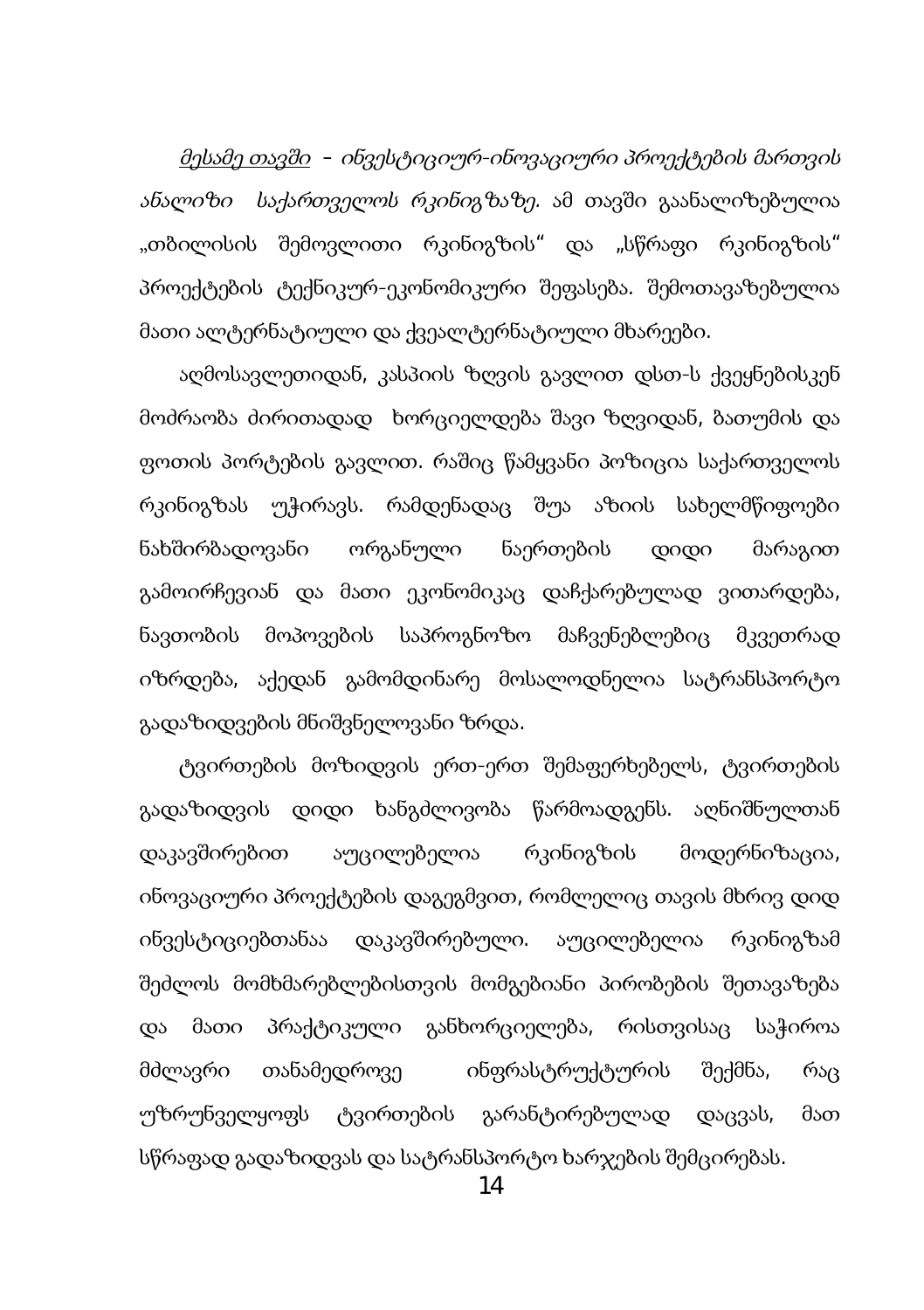*<u>მესამე თავში</u> – ინვესტიციურ-ინოვაციური პროექტების მართვის ანალიზი საქართველოს რკინიგზაზე.* ამ თავში გაანალიზებულია „თბილისის შემოვლითი რკინიგზის" და „სწრაფი რკინიგზის" პროექტების ტექნიკურ-ეკონომიკური შეფასება. შემოთავაზებულია მათი ალტერნატიული და ქვეალტერნატიული მხარეები.

აღმოსავლეთიდან, კასპიის ზღვის გავლით დსთ-ს ქვეყნებისკენ მოძრაობა ძირითადად ხორციელდება შავი ზღვიდან, ბათუმის და ფოთის პორტების გავლით. რაშიც წამყვანი პოზიცია საქართველოს რკინიგზას უჭირავს. რამდენადაც შუა აზიის სახელმწიფოები ნახშირბადოვანი ორგანული ნაერთების დიდი მარაგით გამოირჩევიან და მათი ეკონომიკაც დაჩქარებულად ვითარდება, ნავთობის მოპოვების საპროგნოზო მაჩვენებლებიც მკვეთრად იზრდება, აქედან გამომდინარე მოსალოდნელია სატრანსპორტო გადაზიდვების მნიშვნელოვანი ზრდა.

ტვირთების მოზიდვის ერთ-ერთ შემაფერხებელს, ტვირთების გადაზიდვის დიდი ხანგძლივობა წარმოადგენს. აღნიშნულთან დაკავშირებით აუცილებელია რკინიგზის მოდერნიზაცია, ინოვაციური პროექტების დაგეგმვით, რომლელიც თავის მხრივ დიდ ინვესტიციებთანაა დაკავშირებული. აუცილებელია რკინიგზამ შეძლოს მომხმარებლებისთვის მომგებიანი პირობების შეთავაზება და მათი პრაქტიკული განხორციელება, რისთვისაც საჭიროა მძლავრი თანამედროვე ინფრასტრუქტურის შექმნა, რაც უზრუნველყოფს ტვირთების გარანტირებულად დაცვას, მათ სწრაფად გადაზიდვას და სატრანსპორტო ხარჯების შემცირებას.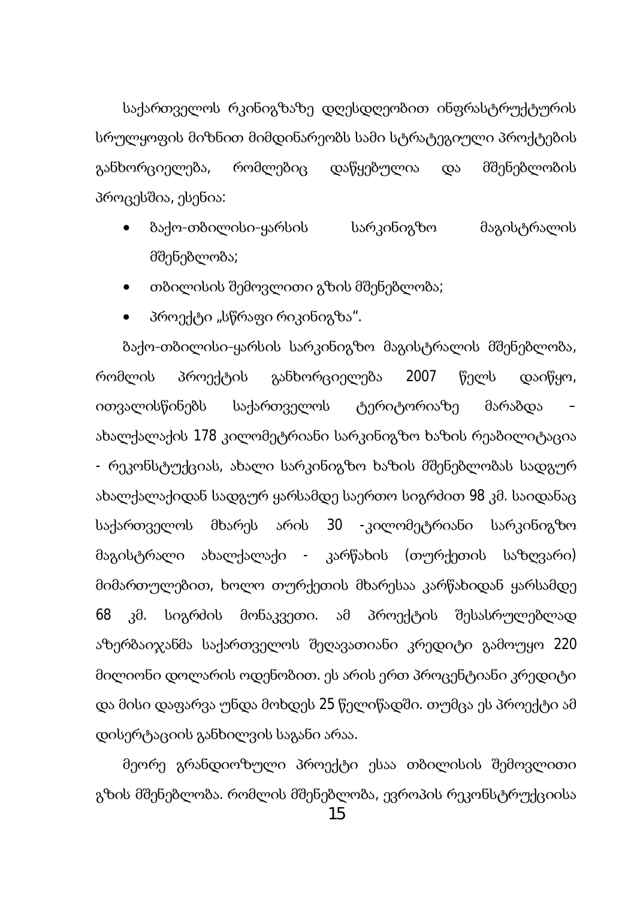საქართველოს რკინიგზაზე დღესდღეობით ინფრასტრუქტურის სრულყოფის მიზნით მიმდინარეობს სამი სტრატეგიული პროქტების განხორციელება, რომლებიც დაწყებულია და მშენებლობის პროცესშია, ესენია:

- ბაქო-თბილისი-ყარსის სარკინიგზო მაგისტრალის მშენებლობა;
- თბილისის შემოვლითი გზის მშენებლობა;
- პროექტი „სწრაფი რიკინიგზა".

ბაქო-თბილისი-ყარსის სარკინიგზო მაგისტრალის მშენებლობა, რომლის პროექტის განხორციელება 2007 წელს დაიწყო, ითვალისწინებს საქართველოს ტერიტორიაზე მარაბდა – ახალქალაქის 178 კილომეტრიანი სარკინიგზო ხაზის რეაბილიტაცია - რეკონსტუქციას, ახალი სარკინიგზო ხაზის მშენებლობას სადგურ ახალქალაქიდან სადგურ ყარსამდე საერთო სიგრძით 98 კმ. საიდანაც საქართველოს მხარეს არის 30 -კილომეტრიანი სარკინიგზო მაგისტრალი ახალქალაქი - კარწახის (თურქეთის საზღვარი) მიმართულებით, ხოლო თურქეთის მხარესაა კარწახიდან ყარსამდე 68 კმ. სიგრძის მონაკვეთი. ამ პროექტის შესასრულებლად აზერბაიჯანმა საქართველოს შეღავათიანი კრედიტი გამოუყო 220 მილიონი დოლარის ოდენობით. ეს არის ერთ პროცენტიანი კრედიტი და მისი დაფარვა უნდა მოხდეს 25 წელიწადში. თუმცა ეს პროექტი ამ დისერტაციის განხილვის საგანი არაა.

მეორე გრანდიოზული პროექტი ესაა თბილისის შემოვლითი გზის მშენებლობა. რომლის მშენებლობა, ევროპის რეკონსტრუქციისა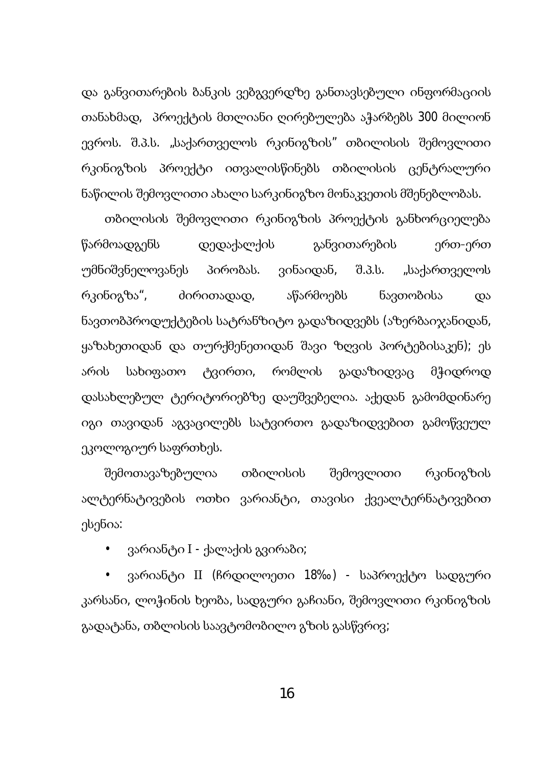და განვითარების ბანკის ვებგვერდზე განთავსებული ინფორმაციის თანახმად, პროექტის მთლიანი ღირებულება აჭარბებს 300 მილიონ ევროს. შ.პ.ს. „საქართველოს რკინიგზის" თბილისის შემოვლითი რკინიგზის პროექტი ითვალისწინებს თბილისის ცენტრალური ნაწილის შემოვლითი ახალი სარკინიგზო მონაკვეთის მშენებლობას.

თბილისის შემოვლითი რკინიგზის პროექტის განხორციელება წარმოადგენს დედაქალაქის განვითარების ერთ-ერთ უმნიშვნელოვანეს პირობას. ვინაიდან, შ.პ.ს. „საქართველოს რკინიგზა", ძირითადად, აწარმოებს ნავთობისა და ნავთობპროდუქტების სატრანზიტო გადაზიდვებს (აზერბაიჯანიდან, ყაზახეთიდან და თურქმენეთიდან შავი ზღვის პორტებისაკენ); ეს არის სახიფათო ტვირთი, რომლის გადაზიდვაც მჭიდროდ დასახლებულ ტერიტორიებზე დაუშვებელია. აქედან გამომდინარე იგი თავიდან აგვაცილებს სატვირთო გადაზიდვებით გამოწვეულ ეკოლოგიურ საფრთხეს.

შემოთავაზებულია თბილისის შემოვლითი რკინიგზის ალტერნატივების ოთხი ვარიანტი, თავისი ქვეალტერნატივებით ესენია:

- ვარიანტი I - ქალაქის გვირაბი;
- ვარიანტი II (ჩრდილოეთი 18‰) - საპროექტო სადგური კარსანი, ლოჭინის ხეობა, სადგური გაჩიანი, შემოვლითი რკინიგზის გადატანა, თბლისის საავტომობილო გზის გასწვრივ;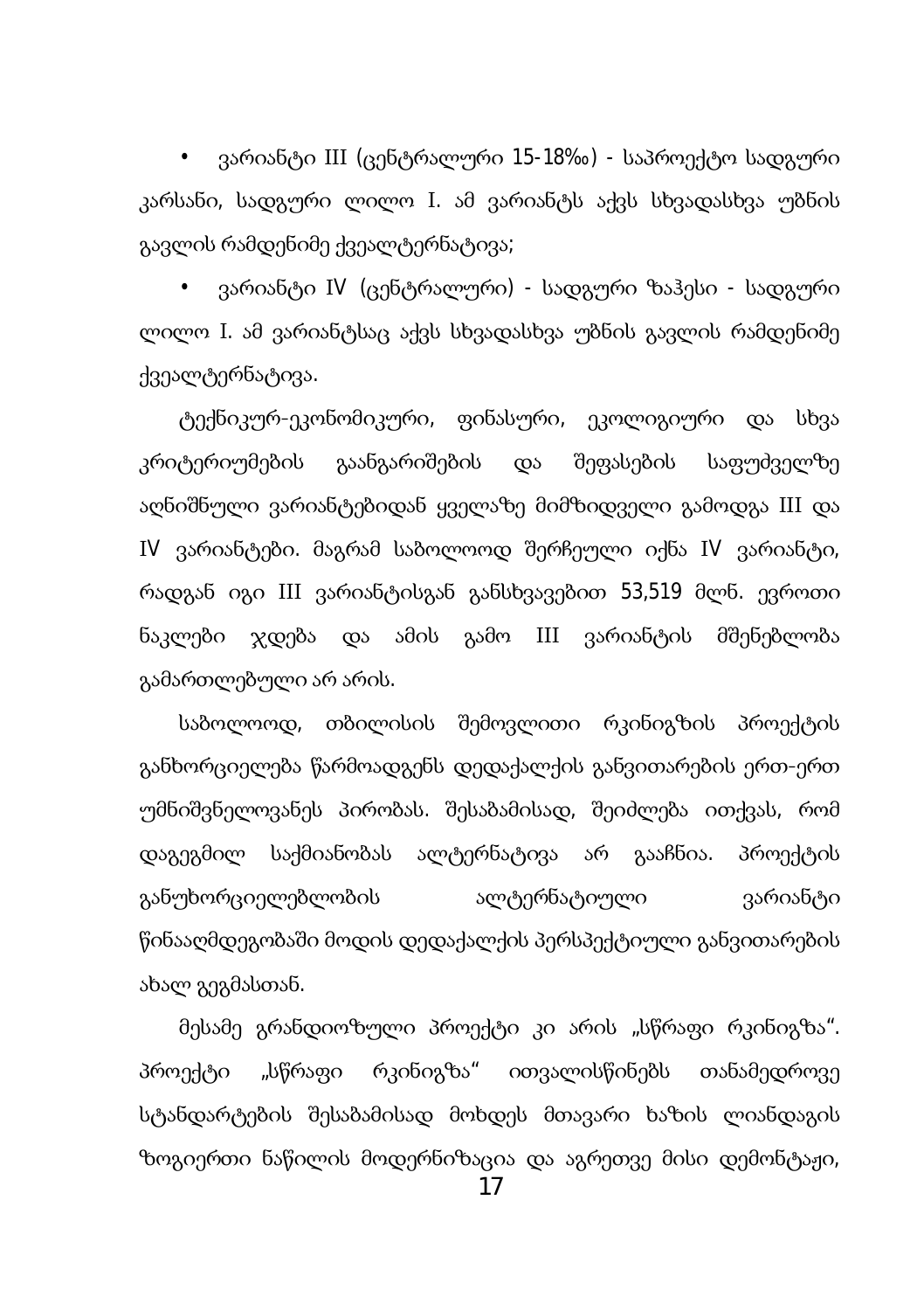- ვარიანტი III (ცენტრალური 15-18‰) - საპროექტო სადგური კარსანი, სადგური ლილო I. ამ ვარიანტს აქვს სხვადასხვა უბნის გავლის რამდენიმე ქვეალტერნატივა;
- ვარიანტი IV (ცენტრალური) - სადგური ზაჰესი - სადგური ლილო I. ამ ვარიანტსაც აქვს სხვადასხვა უბნის გავლის რამდენიმე ქვეალტერნატივა.

ტექნიკურ-ეკონომიკური, ფინასური, ეკოლიგიური და სხვა კრიტერიუმების გაანგარიშების და შეფასების საფუძველზე აღნიშნული ვარიანტებიდან ყველაზე მიმზიდველი გამოდგა III და IV ვარიანტები. მაგრამ საბოლოოდ შერჩეული იქნა IV ვარიანტი, რადგან იგი III ვარიანტისგან განსხვავებით 53,519 მლნ. ევროთი ნაკლები ჯდება და ამის გამო III ვარიანტის მშენებლობა გამართლებული არ არის.

საბოლოოდ, თბილისის შემოვლითი რკინიგზის პროექტის განხორციელება წარმოადგენს დედაქალქის განვითარების ერთ-ერთ უმნიშვნელოვანეს პირობას. შესაბამისად, შეიძლება ითქვას, რომ დაგეგმილ საქმიანობას ალტერნატივა არ გააჩნია. პროექტის განუხორციელებლობის ალტერნატიული ვარიანტი წინააღმდეგობაში მოდის დედაქალქის პერსპექტიული განვითარების ახალ გეგმასთან.

მესამე გრანდიოზული პროექტი კი არის „სწრაფი რკინიგზა". პროექტი „სწრაფი რკინიგზა" ითვალისწინებს თანამედროვე სტანდარტების შესაბამისად მოხდეს მთავარი ხაზის ლიანდაგის ზოგიერთი ნაწილის მოდერნიზაცია და აგრეთვე მისი დემონტაჟი,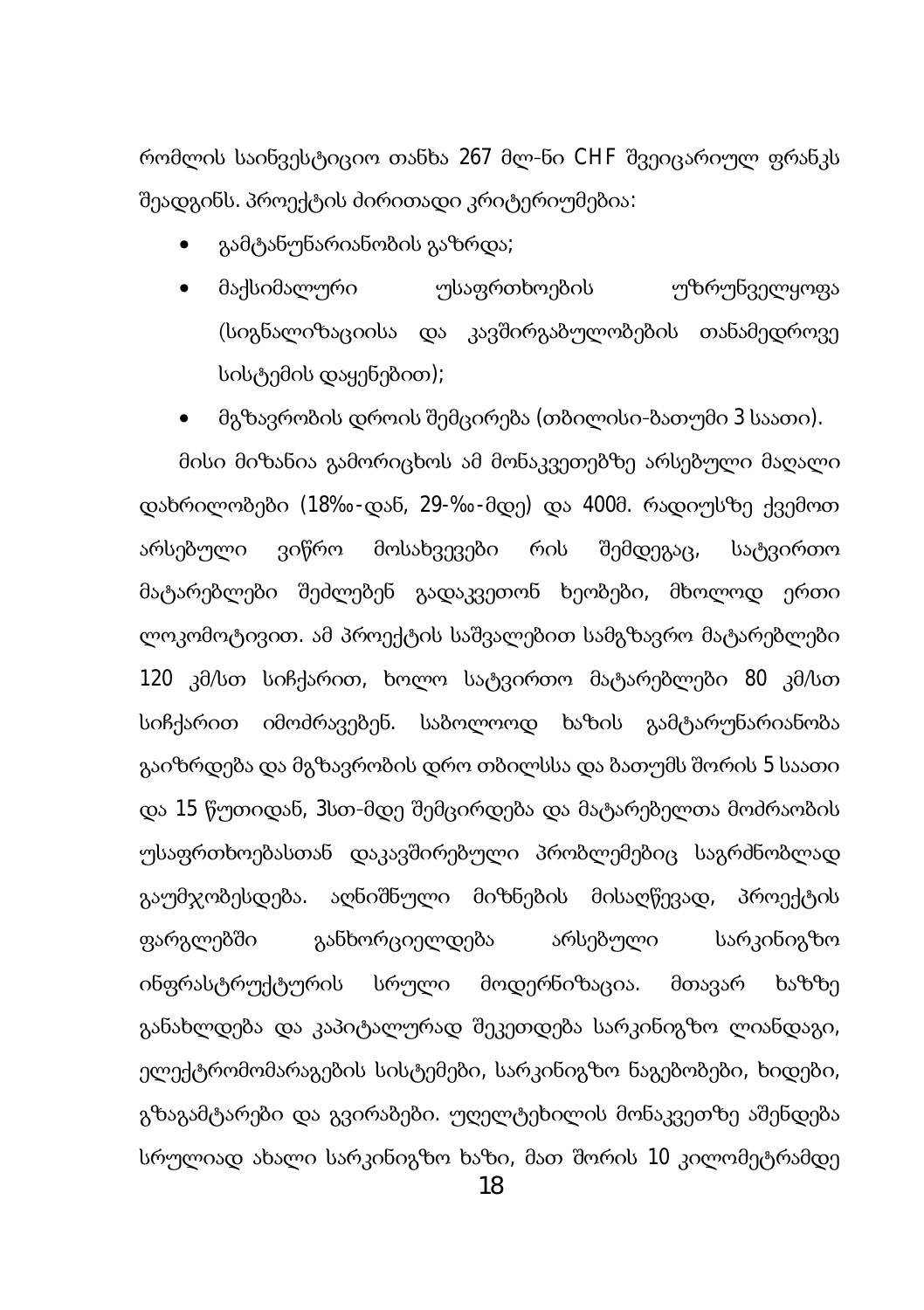რომლის საინვესტიციო თანხა 267 მლ-ნი CHF შვეიცარიულ ფრანკს შეადგინს. პროექტის ძირითადი კრიტერიუმებია:

- გამტანუნარიანობის გაზრდა;
- მაქსიმალური უსაფრთხოების უზრუნველყოფა (სიგნალიზაციისა და კავშირგაბულობების თანამედროვე სისტემის დაყენებით);
- მგზავრობის დროის შემცირება (თბილისი-ბათუმი 3 საათი).

მისი მიზანია გამორიცხოს ამ მონაკვეთებზე არსებული მაღალი დახრილობები (18‰-დან, 29-‰-მდე) და 400მ. რადიუსზე ქვემოთ არსებული ვიწრო მოსახვევები რის შემდეგაც, სატვირთო მატარებლები შეძლებენ გადაკვეთონ ხეობები, მხოლოდ ერთი ლოკომოტივით. ამ პროექტის საშვალებით სამგზავრო მატარებლები 120 კმ/სთ სიჩქარით, ხოლო სატვირთო მატარებლები 80 კმ/სთ სიჩქარით იმოძრავებენ. საბოლოოდ ხაზის გამტარუნარიანობა გაიზრდება და მგზავრობის დრო თბილსსა და ბათუმს შორის 5 საათი და 15 წუთიდან, 3სთ-მდე შემცირდება და მატარებელთა მოძრაობის უსაფრთხოებასთან დაკავშირებული პრობლემებიც საგრძნობლად გაუმჯობესდება. აღნიშნული მიზნების მისაღწევად, პროექტის ფარგლებში განხორციელდება არსებული სარკინიგზო ინფრასტრუქტურის სრული მოდერნიზაცია. მთავარ ხაზზე განახლდება და კაპიტალურად შეკეთდება სარკინიგზო ლიანდაგი, ელექტრომომარაგების სისტემები, სარკინიგზო ნაგებობები, ხიდები, გზაგამტარები და გვირაბები. უღელტეხილის მონაკვეთზე აშენდება სრულიად ახალი სარკინიგზო ხაზი, მათ შორის 10 კილომეტრამდე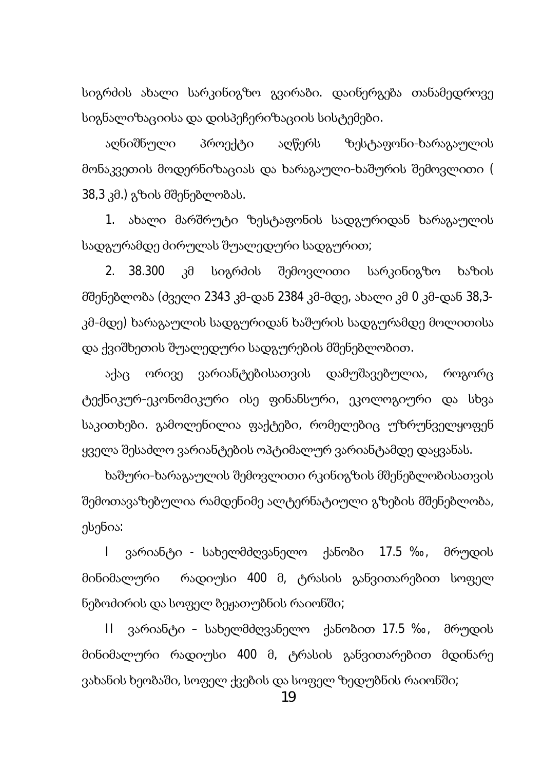სიგრძის ახალი სარკინიგზო გვირაბი. დაინერგება თანამედროვე სიგნალიზაციისა და დისპეჩერიზაციის სისტემები.

აღნიშნული პროექტი აღწერს ზესტაფონი-ხარაგაულის მონაკვეთის მოდერნიზაციას და ხარაგაული-ხაშურის შემოვლითი ( 38,3 კმ.) გზის მშენებლობას.

1. ახალი მარშრუტი ზესტაფონის სადგურიდან ხარაგაულის სადგურამდე ძირულას შუალედური სადგურით;

2. 38.300 კმ სიგრძის შემოვლითი სარკინიგზო ხაზის მშენებლობა (ძველი 2343 კმ-დან 2384 კმ-მდე, ახალი კმ 0 კმ-დან 38,3-კმ-მდე) ხარაგაულის სადგურიდან ხაშურის სადგურამდე მოლითისა და ქვიშხეთის შუალედური სადგურების მშენებლობით.

აქაც ორივე ვარიანტებისათვის დამუშავებულია, როგორც ტექნიკურ-ეკონომიკური ისე ფინანსური, ეკოლოგიური და სხვა საკითხები. გამოლენილია ფაქტები, რომელებიც უზრუნველყოფენ ყველა შესაძლო ვარიანტების ოპტიმალურ ვარიანტამდე დაყვანას.

ხაშური-ხარაგაულის შემოვლითი რკინიგზის მშენებლობისათვის შემოთავაზებულია რამდენიმე ალტერნატიული გზების მშენებლობა, ესენია:

I ვარიანტი - სახელმძღვანელო ქანობი 17.5 ‰, მრუდის მინიმალური რადიუსი 400 მ, ტრასის განვითარებით სოფელ ნებოძირის და სოფელ ბეჟათუბნის რაიონში;

II ვარიანტი – სახელმძღვანელო ქანობით 17.5 ‰, მრუდის მინიმალური რადიუსი 400 მ, ტრასის განვითარებით მდინარე ვახანის ხეობაში, სოფელ ქვების და სოფელ ზედუბნის რაიონში;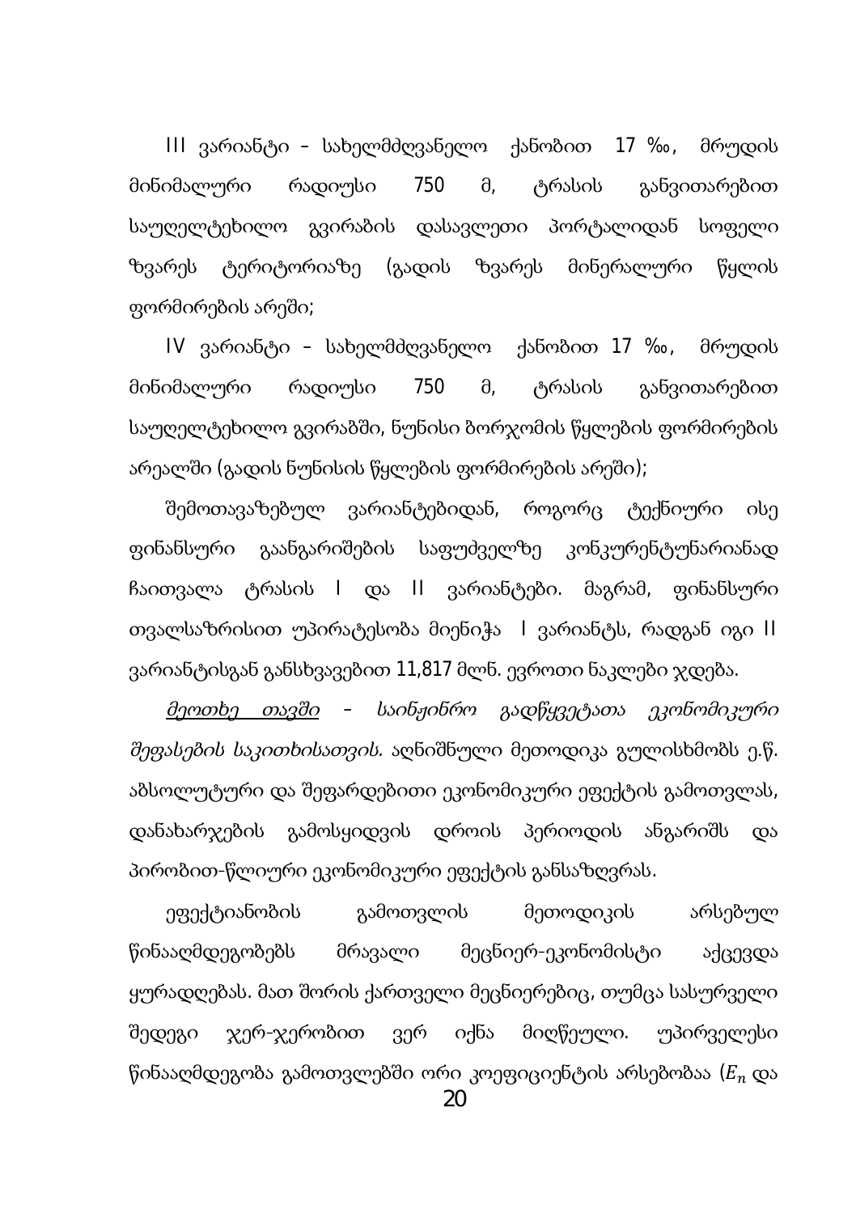III ვარიანტი – სახელმძღვანელო ქანობით 17 ‰, მრუდის მინიმალური რადიუსი 750 მ, ტრასის განვითარებით საუღელტეხილო გვირაბის დასავლეთი პორტალიდან სოფელი ზვარეს ტერიტორიაზე (გადის ზვარეს მინერალური წყლის ფორმირების არეში;

IV ვარიანტი – სახელმძღვანელო ქანობით 17 ‰, მრუდის მინიმალური რადიუსი 750 მ, ტრასის განვითარებით საუღელტეხილო გვირაბში, ნუნისი ბორჯომის წყლების ფორმირების არეალში (გადის ნუნისის წყლების ფორმირების არეში);

შემოთავაზებულ ვარიანტებიდან, როგორც ტექნიური ისე ფინანსური გაანგარიშების საფუძველზე კონკურენტუნარიანად ჩაითვალა ტრასის I და II ვარიანტები. მაგრამ, ფინანსური თვალსაზრისით უპირატესობა მიენიჭა I ვარიანტს, რადგან იგი II ვარიანტისგან განსხვავებით 11,817 მლნ. ევროთი ნაკლები ჯდება.

*მეოთხე თავში – საინჟინრო გადწყვეტათა ეკონომიკური შეფასების საკითხისათვის.* აღნიშნული მეთოდიკა გულისხმობს ე.წ. აბსოლუტური და შეფარდებითი ეკონომიკური ეფექტის გამოთვლას, დანახარჯების გამოსყიდვის დროის პერიოდის ანგარიშს და პირობით-წლიური ეკონომიკური ეფექტის განსაზღვრას.

ეფექტიანობის გამოთვლის მეთოდიკის არსებულ წინააღმდეგობებს მრავალი მეცნიერ-ეკონომისტი აქცევდა ყურადღებას. მათ შორის ქართველი მეცნიერებიც, თუმცა სასურველი შედეგი ჯერ-ჯერობით ვერ იქნა მიღწეული. უპირველესი წინააღმდეგობა გამოთვლებში ორი კოეფიციენტის არსებობაა ($E_n$ და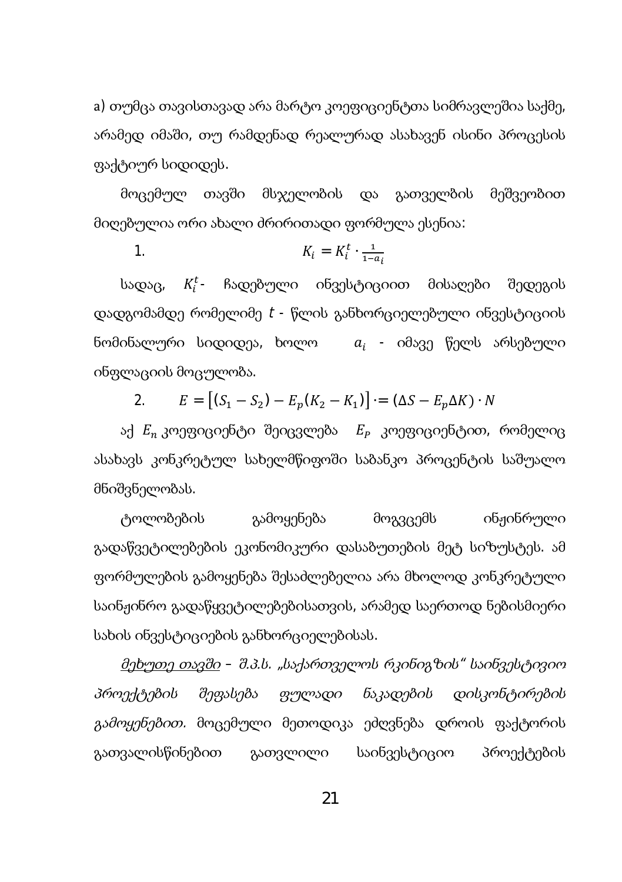a) თუმცა თავისთავად არა მარტო კოეფიციენტთა სიმრავლეშია საქმე, არამედ იმაში, თუ რამდენად რეალურად ასახავენ ისინი პროცესის ფაქტიურ სიდიდეს.

მოცემულ თავში მსჯელობის და გათვლების მეშვეობით მიღებულია ორი ახალი ძრირითადი ფორმულა ესენია:

1. $$K_i = K_i^t \cdot \frac{1}{1-a_i}$$

სადაც, $K_i^t$- ჩადებული ინვესტიციით მისაღები შედეგის დადგომამდე რომელიმე $t$ - წლის განხორციელებული ინვესტიციის ნომინალური სიდიდეა, ხოლო $a_i$ - იმავე წელს არსებული ინფლაციის მოცულობა.

2. $$E = \left[(S_1 - S_2) - E_p(K_2 - K_1)\right] \cdot = (\Delta S - E_p \Delta K) \cdot N$$

აქ $E_n$ კოეფიციენტი შეიცვლება $E_P$ კოეფიციენტით, რომელიც ასახავს კონკრეტულ სახელმწიფოში საბანკო პროცენტის საშუალო მნიშვნელობას.

ტოლობების გამოყენება მოგვცემს ინჟინრული გადაწვეტილებების ეკონომიკური დასაბუთების მეტ სიზუსტეს. ამ ფორმულების გამოყენება შესაძლებელია არა მხოლოდ კონკრეტული საინჟინრო გადაწყვეტილებებისათვის, არამედ საერთოდ ნებისმიერი სახის ინვესტიციების განხორციელებისას.

*<u>მეხუთე თავში</u> – შ.პ.ს. „საქართველოს რკინიგზის“ საინვესტივიო პროექტების შეფასება ფულადი ნაკადების დისკონტირების გამოყენებით.* მოცემული მეთოდიკა ეძღვნება დროის ფაქტორის გათვალისწინებით გათვლილი საინვესტიციო პროექტების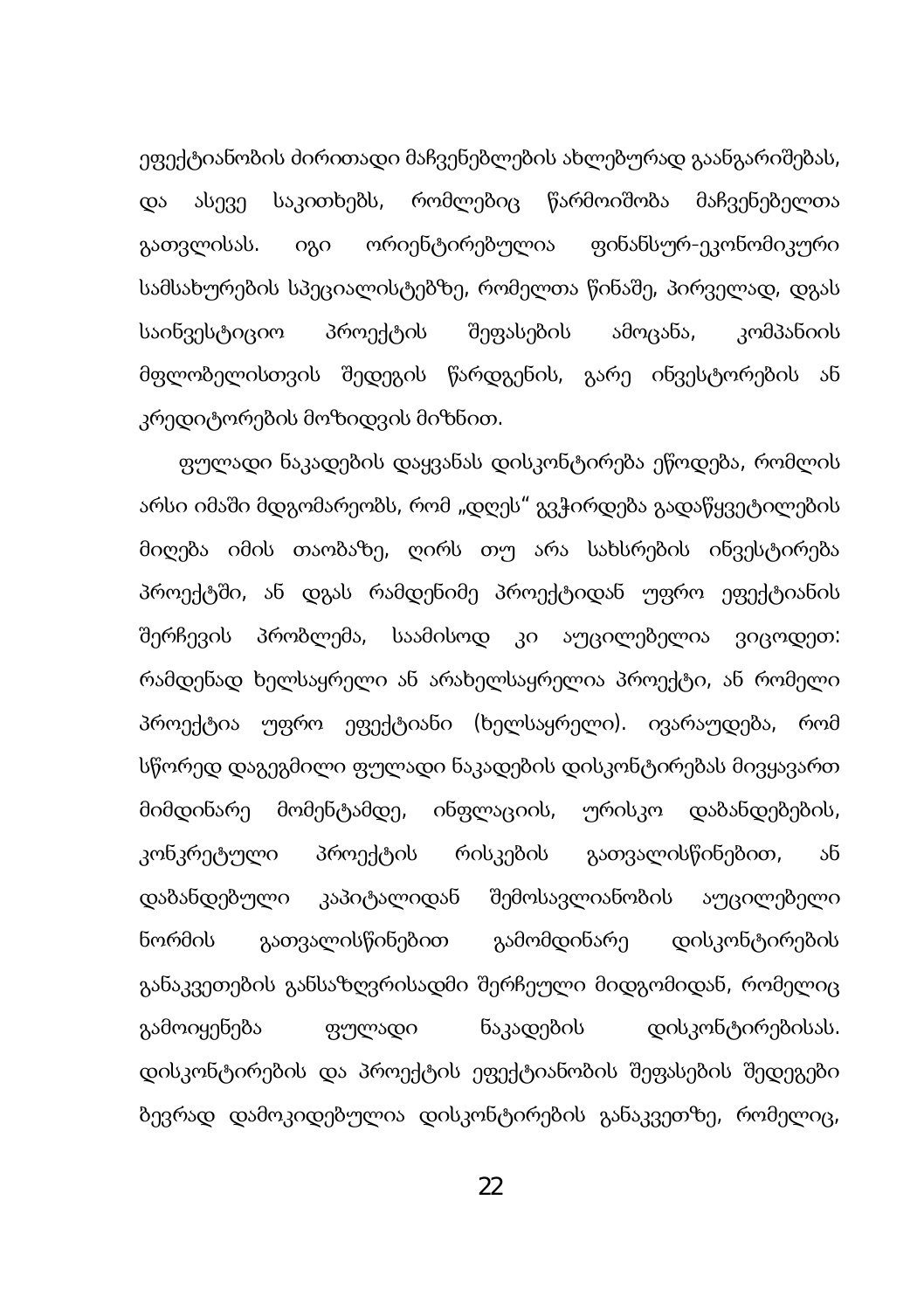ეფექტიანობის ძირითადი მაჩვენებლების ახლებურად გაანგარიშებას, და ასევე საკითხებს, რომლებიც წარმოიშობა მაჩვენებელთა გათვლისას. იგი ორიენტირებულია ფინანსურ-ეკონომიკური სამსახურების სპეციალისტებზე, რომელთა წინაშე, პირველად, დგას საინვესტიციო პროექტის შეფასების ამოცანა, კომპანიის მფლობელისთვის შედეგის წარდგენის, გარე ინვესტორების ან კრედიტორების მოზიდვის მიზნით.

ფულადი ნაკადების დაყვანას დისკონტირება ეწოდება, რომლის არსი იმაში მდგომარეობს, რომ „დღეს" გვჭირდება გადაწყვეტილების მიღება იმის თაობაზე, ღირს თუ არა სახსრების ინვესტირება პროექტში, ან დგას რამდენიმე პროექტიდან უფრო ეფექტიანის შერჩევის პრობლემა, საამისოდ კი აუცილებელია ვიცოდეთ: რამდენად ხელსაყრელი ან არახელსაყრელია პროექტი, ან რომელი პროექტია უფრო ეფექტიანი (ხელსაყრელი). ივარაუდება, რომ სწორედ დაგეგმილი ფულადი ნაკადების დისკონტირებას მივყავართ მიმდინარე მომენტამდე, ინფლაციის, ურისკო დაბანდებების, კონკრეტული პროექტის რისკების გათვალისწინებით, ან დაბანდებული კაპიტალიდან შემოსავლიანობის აუცილებელი ნორმის გათვალისწინებით გამომდინარე დისკონტირების განაკვეთების განსაზღვრისადმი შერჩეული მიდგომიდან, რომელიც გამოიყენება ფულადი ნაკადების დისკონტირებისას. დისკონტირების და პროექტის ეფექტიანობის შეფასების შედეგები ზევრად დამოკიდებულია დისკონტირების განაკვეთზე, რომელიც,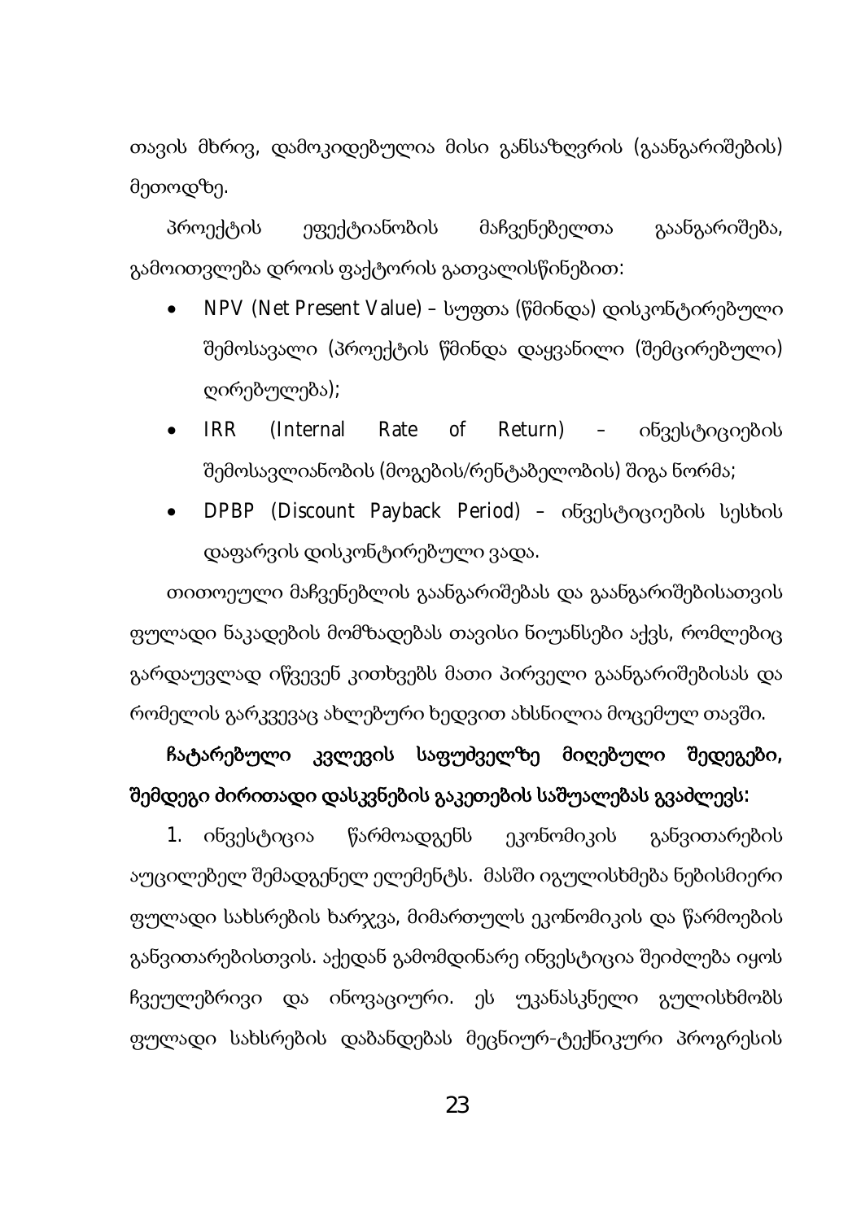თავის მხრივ, დამოკიდებულია მისი განსაზღვრის (გაანგარიშების) მეთოდზე.

პროექტის ეფექტიანობის მაჩვენებელთა გაანგარიშება, გამოითვლება დროის ფაქტორის გათვალისწინებით:

- NPV (Net Present Value) – სუფთა (წმინდა) დისკონტირებული შემოსავალი (პროექტის წმინდა დაყვანილი (შემცირებული) ღირებულება);
- IRR (Internal Rate of Return) – ინვესტიციების შემოსავლიანობის (მოგების/რენტაბელობის) შიგა ნორმა;
- DPBP (Discount Payback Period) – ინვესტიციების სესხის დაფარვის დისკონტირებული ვადა.

თითოეული მაჩვენებლის გაანგარიშებას და გაანგარიშებისათვის ფულადი ნაკადების მომზადებას თავისი ნიუანსები აქვს, რომლებიც გარდაუვლად იწვევენ კითხვებს მათი პირველი გაანგარიშებისას და რომელის გარკვევაც ახლებური ხედვით ახსნილია მოცემულ თავში.

**ჩატარებული კვლევის საფუძველზე მიღებული შედეგები, შემდეგი ძირითადი დასკვნების გაკეთების საშუალებას გვაძლევს:**

1. ინვესტიცია წარმოადგენს ეკონომიკის განვითარების აუცილებელ შემადგენელ ელემენტს. მასში იგულისხმება ნებისმიერი ფულადი სახსრების ხარჯვა, მიმართულს ეკონომიკის და წარმოების განვითარებისთვის. აქედან გამომდინარე ინვესტიცია შეიძლება იყოს ჩვეულებრივი და ინოვაციური. ეს უკანასკნელი გულისხმობს ფულადი სახსრების დაბანდებას მეცნიურ-ტექნიკური პროგრესის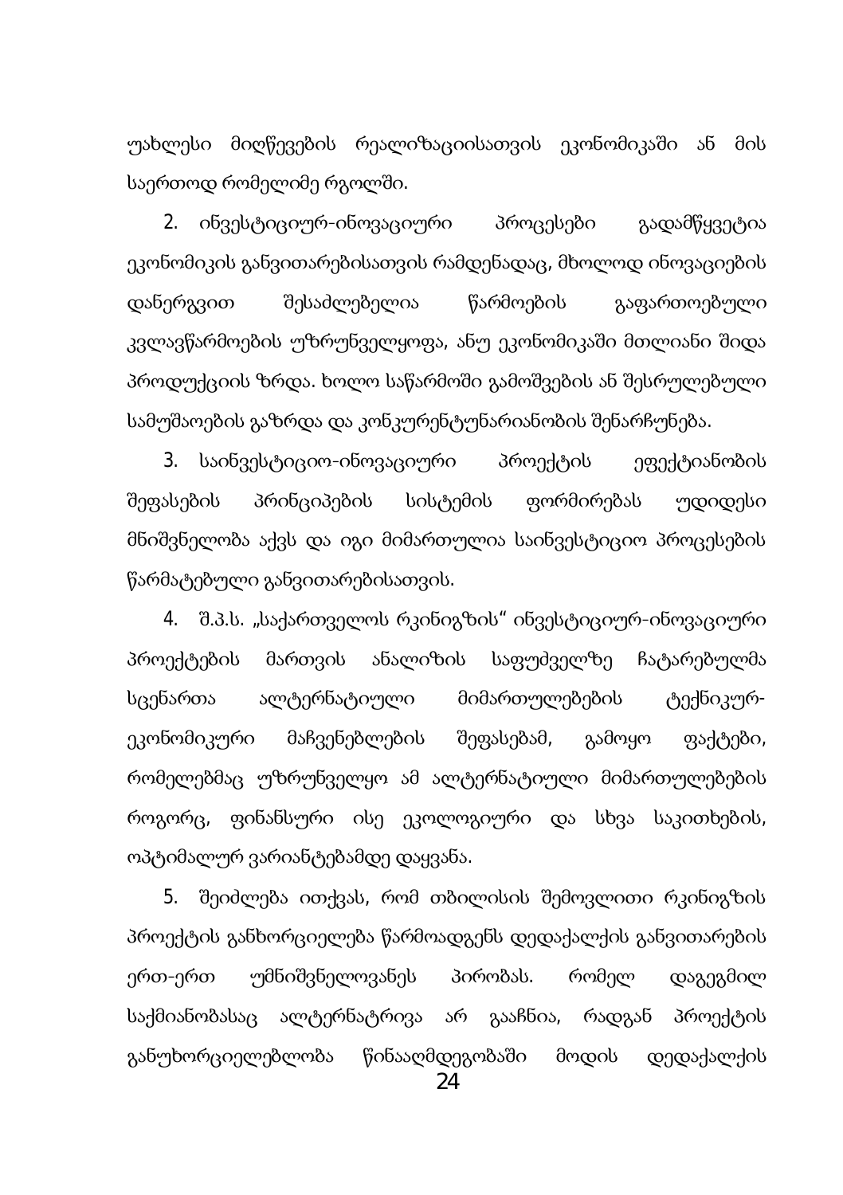უახლესი მიღწევების რეალიზაციისათვის ეკონომიკაში ან მის საერთოდ რომელიმე რგოლში.

2. ინვესტიციურ-ინოვაციური პროცესები გადამწყვეტია ეკონომიკის განვითარებისათვის რამდენადაც, მხოლოდ ინოვაციების დანერგვით შესაძლებელია წარმოების გაფართოებული კვლავწარმოების უზრუნველყოფა, ანუ ეკონომიკაში მთლიანი შიდა პროდუქციის ზრდა. ხოლო საწარმოში გამოშვების ან შესრულებული სამუშაოების გაზრდა და კონკურენტუნარიანობის შენარჩუნება.

3. საინვესტიციო-ინოვაციური პროექტის ეფექტიანობის შეფასების პრინციპების სისტემის ფორმირებას უდიდესი მნიშვნელობა აქვს და იგი მიმართულია საინვესტიციო პროცესების წარმატებული განვითარებისათვის.

4. შ.პ.ს. „საქართველოს რკინიგზის" ინვესტიციურ-ინოვაციური პროექტების მართვის ანალიზის საფუძველზე ჩატარებულმა სცენართა ალტერნატიული მიმართულებების ტექნიკურ-ეკონომიკური მაჩვენებლების შეფასებამ, გამოყო ფაქტები, რომელებმაც უზრუნველყო ამ ალტერნატიული მიმართულებების როგორც, ფინანსური ისე ეკოლოგიური და სხვა საკითხების, ოპტიმალურ ვარიანტებამდე დაყვანა.

5. შეიძლება ითქვას, რომ თბილისის შემოვლითი რკინიგზის პროექტის განხორციელება წარმოადგენს დედაქალქის განვითარების ერთ-ერთ უმნიშვნელოვანეს პირობას. რომელ დაგეგმილ საქმიანობასაც ალტერნატრივა არ გააჩნია, რადგან პროექტის განუხორციელებლობა წინააღმდეგობაში მოდის დედაქალქის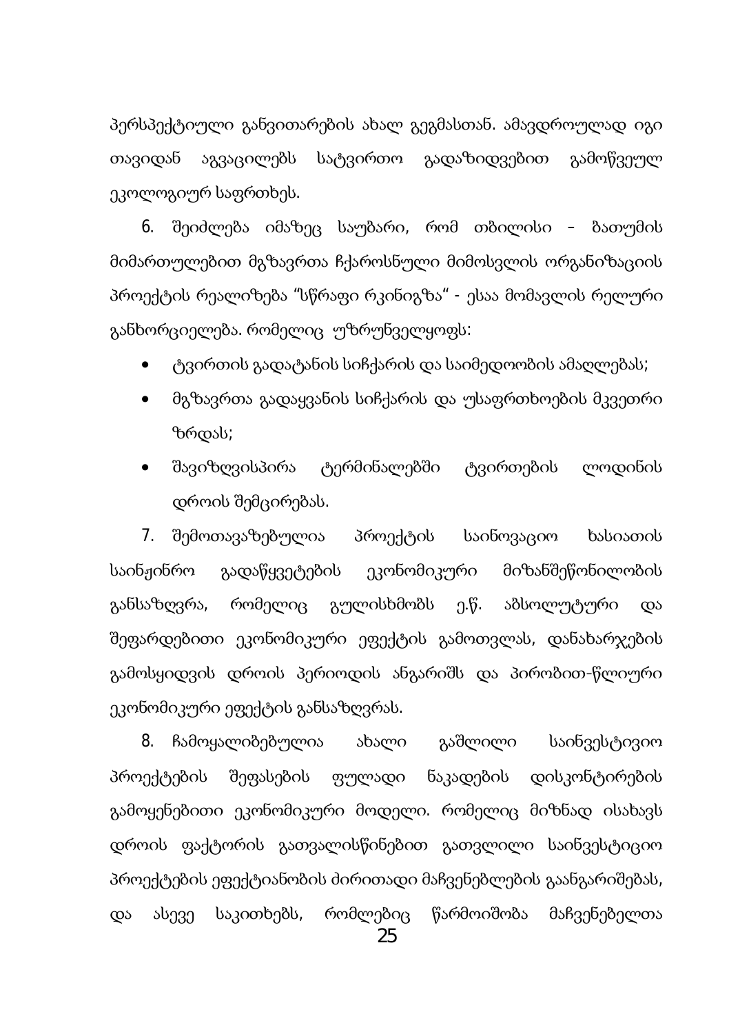პერსპექტიული განვითარების ახალ გეგმასთან. ამავდროულად იგი თავიდან აგვაცილებს სატვირთო გადაზიდვებით გამოწვეულ ეკოლოგიურ საფრთხეს.

6. შეიძლება იმაზეც საუბარი, რომ თბილისი – ბათუმის მიმართულებით მგზავრთა ჩქაროსნული მიმოსვლის ორგანიზაციის პროექტის რეალიზება "სწრაფი რკინიგზა" - ესაა მომავლის რელური განხორციელება. რომელიც უზრუნველყოფს:

- ტვირთის გადატანის სიჩქარის და საიმედოობის ამაღლებას;
- მგზავრთა გადაყვანის სიჩქარის და უსაფრთხოების მკვეთრი ზრდას;
- შავიზღვისპირა ტერმინალებში ტვირთების ლოდინის დროის შემცირებას.

7. შემოთავაზებულია პროექტის საინოვაციო ხასიათის საინჟინრო გადაწყვეტების ეკონომიკური მიზანშეწონილობის განსაზღვრა, რომელიც გულისხმობს ე.წ. აბსოლუტური და შეფარდებითი ეკონომიკური ეფექტის გამოთვლას, დანახარჯების გამოსყიდვის დროის პერიოდის ანგარიშს და პირობით-წლიური ეკონომიკური ეფექტის განსაზღვრას.

8. ჩამოყალიბებულია ახალი გაშლილი საინვესტივიო პროექტების შეფასების ფულადი ნაკადების დისკონტირების გამოყენებითი ეკონომიკური მოდელი. რომელიც მიზნად ისახავს დროის ფაქტორის გათვალისწინებით გათვლილი საინვესტიციო პროექტების ეფექტიანობის ძირითადი მაჩვენებლების გაანგარიშებას, და ასევე საკითხებს, რომლებიც წარმოიშობა მაჩვენებელთა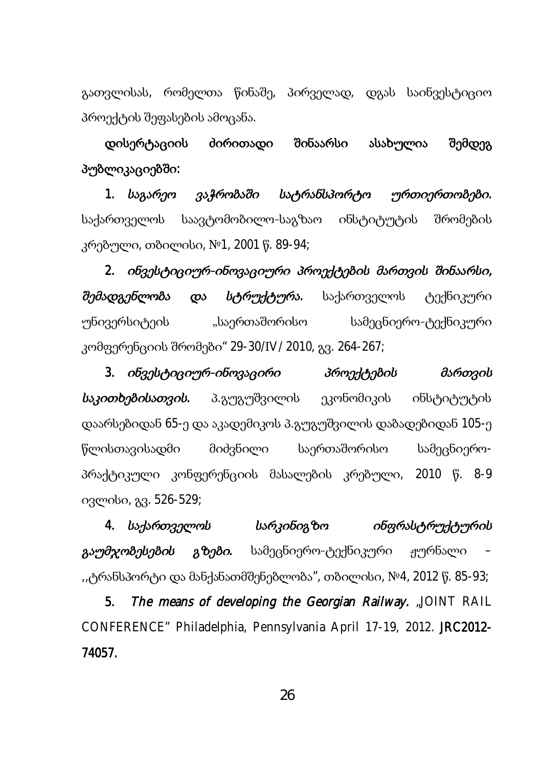გათვლისას, რომელთა წინაშე, პირველად, დგას საინვესტიციო პროექტის შეფასების ამოცანა.

**დისერტაციის ძირითადი შინაარსი ასახულია შემდეგ პუბლიკაციებში:**

1. *საგარეო ვაჭრობაში სატრანსპორტო ურთიერთობები.* საქართველოს საავტომობილო-საგზაო ინსტიტუტის შრომების კრებული, თბილისი, №1, 2001 წ. 89-94;

2. ***ინვესტიციურ-ინოვაციური პროექტების მართვის შინაარსი, შემადგენლობა და სტრუქტურა.*** საქართველოს ტექნიკური უნივერსიტეტის „საერთაშორისო სამეცნიერო-ტექნიკური კომფერენციის შრომები" 29-30/IV/ 2010, გვ. 264-267;

3. ***ინვესტიციურ-ინოვაცირი პროექტების მართვის საკითხებისათვის.*** პ.გუგუშვილის ეკონომიკის ინსტიტუტის დაარსებიდან 65-ე და აკადემიკოს პ.გუგუშვილის დაბადებიდან 105-ე წლისთავისადმი მიძვნილი საერთაშორისო სამეცნიერო-პრაქტიკული კონფერენციის მასალების კრებული, 2010 წ. 8-9 ივლისი, გვ. 526-529;

4. ***საქართველოს სარკინიგზო ინფრასტრუქტურის გაუმჯობესების გზები.*** სამეცნიერო-ტექნიკური ჟურნალი – ,,ტრანსპორტი და მანქანათმშენებლობა", თბილისი, №4, 2012 წ. 85-93;

5. ***The means of developing the Georgian Railway.*** „JOINT RAIL CONFERENCE" Philadelphia, Pennsylvania April 17-19, 2012. **JRC2012-74057.**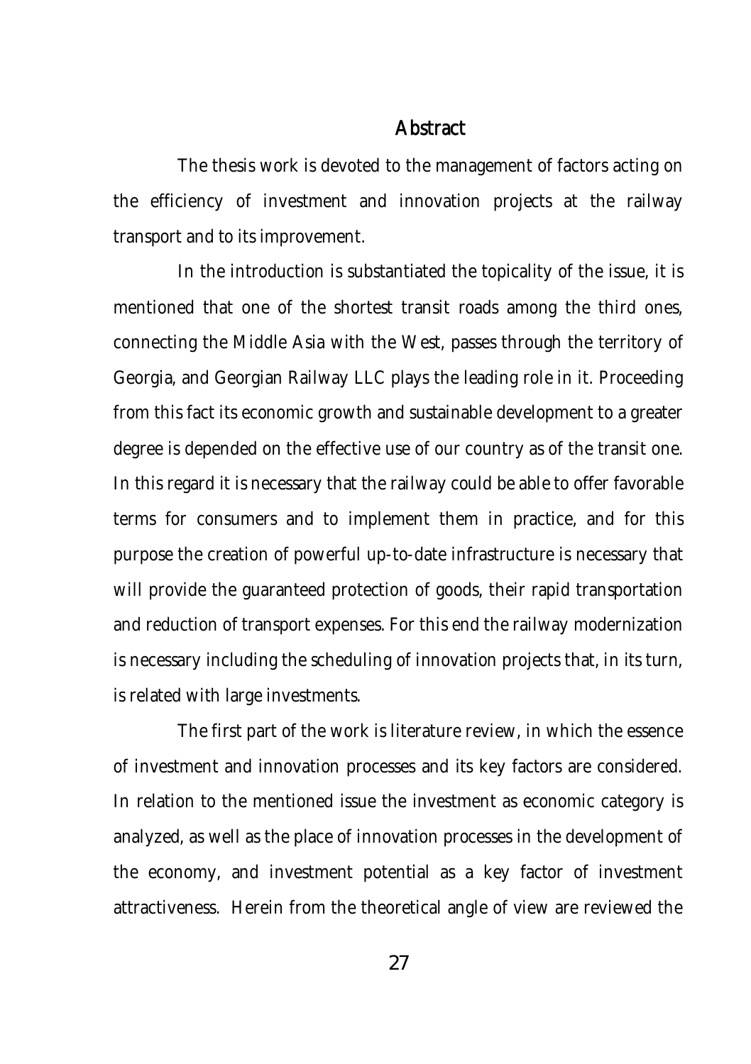## Abstract

The thesis work is devoted to the management of factors acting on the efficiency of investment and innovation projects at the railway transport and to its improvement.

In the introduction is substantiated the topicality of the issue, it is mentioned that one of the shortest transit roads among the third ones, connecting the Middle Asia with the West, passes through the territory of Georgia, and Georgian Railway LLC plays the leading role in it. Proceeding from this fact its economic growth and sustainable development to a greater degree is depended on the effective use of our country as of the transit one. In this regard it is necessary that the railway could be able to offer favorable terms for consumers and to implement them in practice, and for this purpose the creation of powerful up-to-date infrastructure is necessary that will provide the guaranteed protection of goods, their rapid transportation and reduction of transport expenses. For this end the railway modernization is necessary including the scheduling of innovation projects that, in its turn, is related with large investments.

The first part of the work is literature review, in which the essence of investment and innovation processes and its key factors are considered. In relation to the mentioned issue the investment as economic category is analyzed, as well as the place of innovation processes in the development of the economy, and investment potential as a key factor of investment attractiveness. Herein from the theoretical angle of view are reviewed the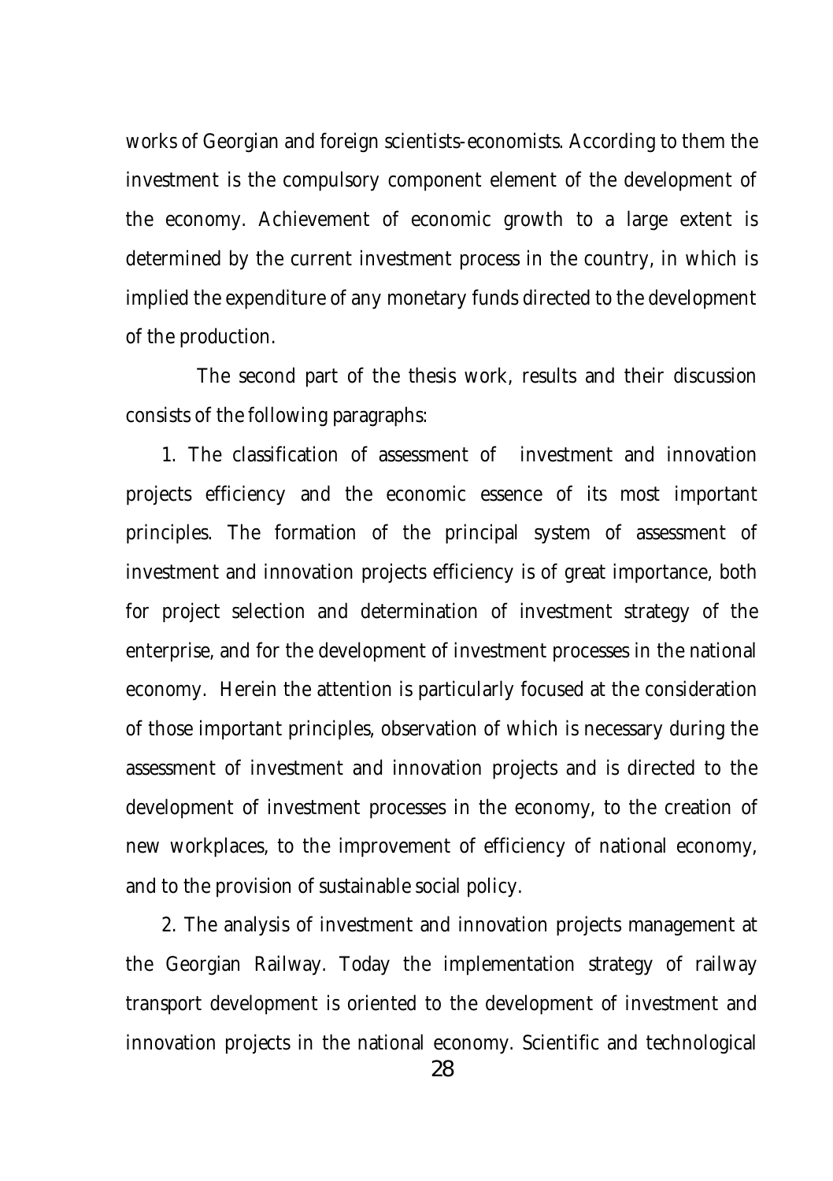works of Georgian and foreign scientists-economists. According to them the investment is the compulsory component element of the development of the economy. Achievement of economic growth to a large extent is determined by the current investment process in the country, in which is implied the expenditure of any monetary funds directed to the development of the production.

The second part of the thesis work, results and their discussion consists of the following paragraphs:

1. The classification of assessment of investment and innovation projects efficiency and the economic essence of its most important principles. The formation of the principal system of assessment of investment and innovation projects efficiency is of great importance, both for project selection and determination of investment strategy of the enterprise, and for the development of investment processes in the national economy. Herein the attention is particularly focused at the consideration of those important principles, observation of which is necessary during the assessment of investment and innovation projects and is directed to the development of investment processes in the economy, to the creation of new workplaces, to the improvement of efficiency of national economy, and to the provision of sustainable social policy.

2. The analysis of investment and innovation projects management at the Georgian Railway. Today the implementation strategy of railway transport development is oriented to the development of investment and innovation projects in the national economy. Scientific and technological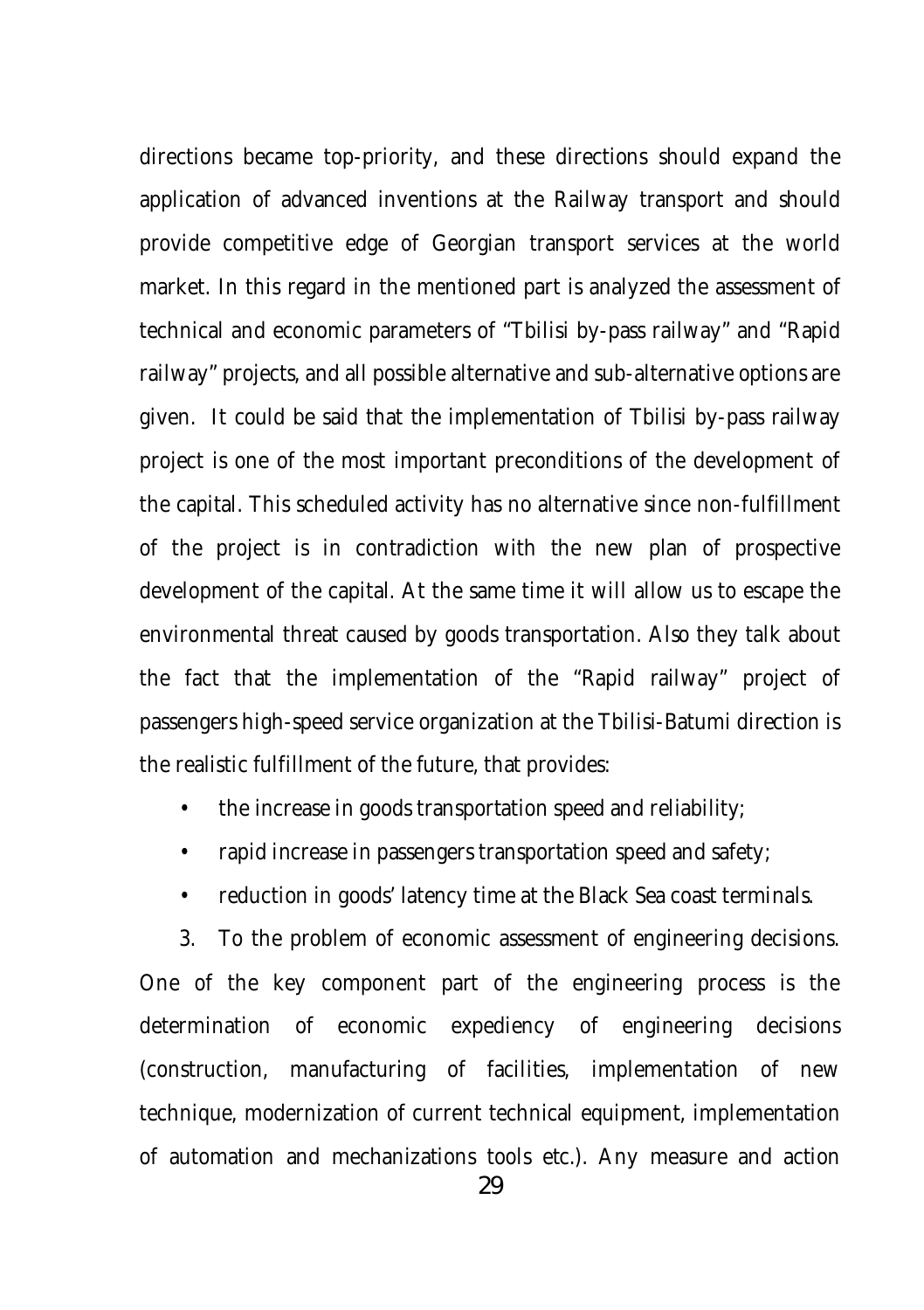directions became top-priority, and these directions should expand the application of advanced inventions at the Railway transport and should provide competitive edge of Georgian transport services at the world market. In this regard in the mentioned part is analyzed the assessment of technical and economic parameters of "Tbilisi by-pass railway" and "Rapid railway" projects, and all possible alternative and sub-alternative options are given. It could be said that the implementation of Tbilisi by-pass railway project is one of the most important preconditions of the development of the capital. This scheduled activity has no alternative since non-fulfillment of the project is in contradiction with the new plan of prospective development of the capital. At the same time it will allow us to escape the environmental threat caused by goods transportation. Also they talk about the fact that the implementation of the "Rapid railway" project of passengers high-speed service organization at the Tbilisi-Batumi direction is the realistic fulfillment of the future, that provides:

- the increase in goods transportation speed and reliability;
- rapid increase in passengers transportation speed and safety;
- reduction in goods' latency time at the Black Sea coast terminals.

3. To the problem of economic assessment of engineering decisions. One of the key component part of the engineering process is the determination of economic expediency of engineering decisions (construction, manufacturing of facilities, implementation of new technique, modernization of current technical equipment, implementation of automation and mechanizations tools etc.). Any measure and action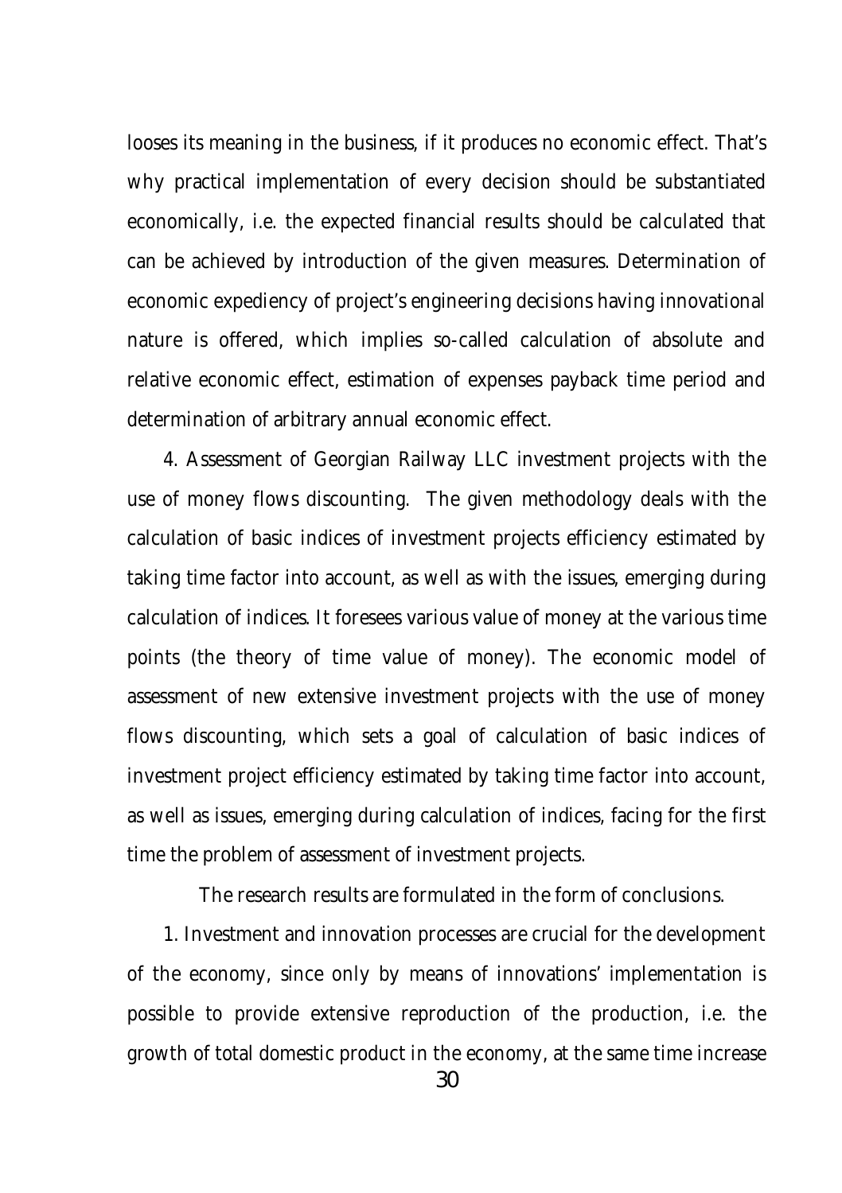looses its meaning in the business, if it produces no economic effect. That's why practical implementation of every decision should be substantiated economically, i.e. the expected financial results should be calculated that can be achieved by introduction of the given measures. Determination of economic expediency of project's engineering decisions having innovational nature is offered, which implies so-called calculation of absolute and relative economic effect, estimation of expenses payback time period and determination of arbitrary annual economic effect.

4. Assessment of Georgian Railway LLC investment projects with the use of money flows discounting. The given methodology deals with the calculation of basic indices of investment projects efficiency estimated by taking time factor into account, as well as with the issues, emerging during calculation of indices. It foresees various value of money at the various time points (the theory of time value of money). The economic model of assessment of new extensive investment projects with the use of money flows discounting, which sets a goal of calculation of basic indices of investment project efficiency estimated by taking time factor into account, as well as issues, emerging during calculation of indices, facing for the first time the problem of assessment of investment projects.

The research results are formulated in the form of conclusions.

1. Investment and innovation processes are crucial for the development of the economy, since only by means of innovations' implementation is possible to provide extensive reproduction of the production, i.e. the growth of total domestic product in the economy, at the same time increase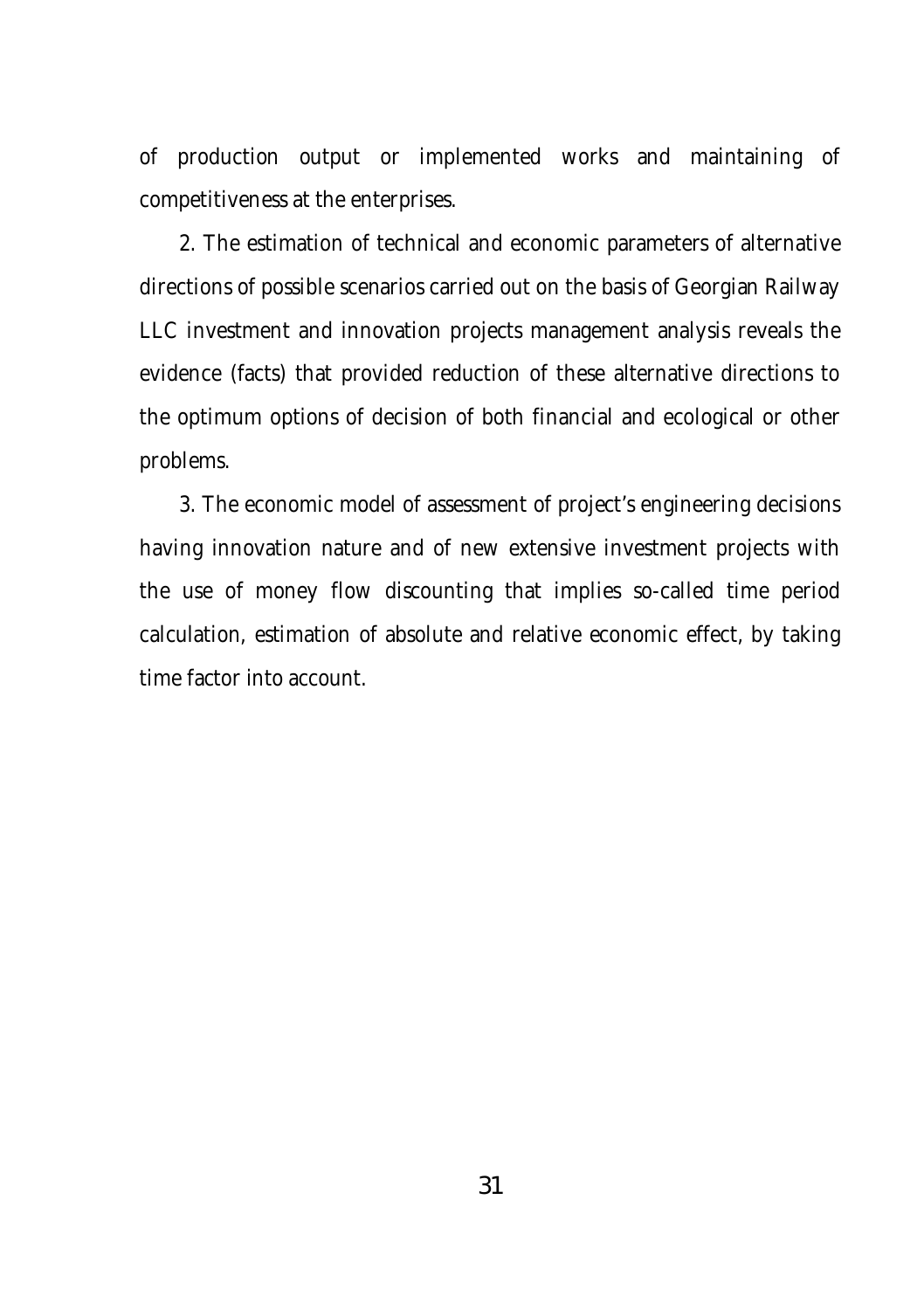of production output or implemented works and maintaining of competitiveness at the enterprises.

2. The estimation of technical and economic parameters of alternative directions of possible scenarios carried out on the basis of Georgian Railway LLC investment and innovation projects management analysis reveals the evidence (facts) that provided reduction of these alternative directions to the optimum options of decision of both financial and ecological or other problems.

3. The economic model of assessment of project's engineering decisions having innovation nature and of new extensive investment projects with the use of money flow discounting that implies so-called time period calculation, estimation of absolute and relative economic effect, by taking time factor into account.